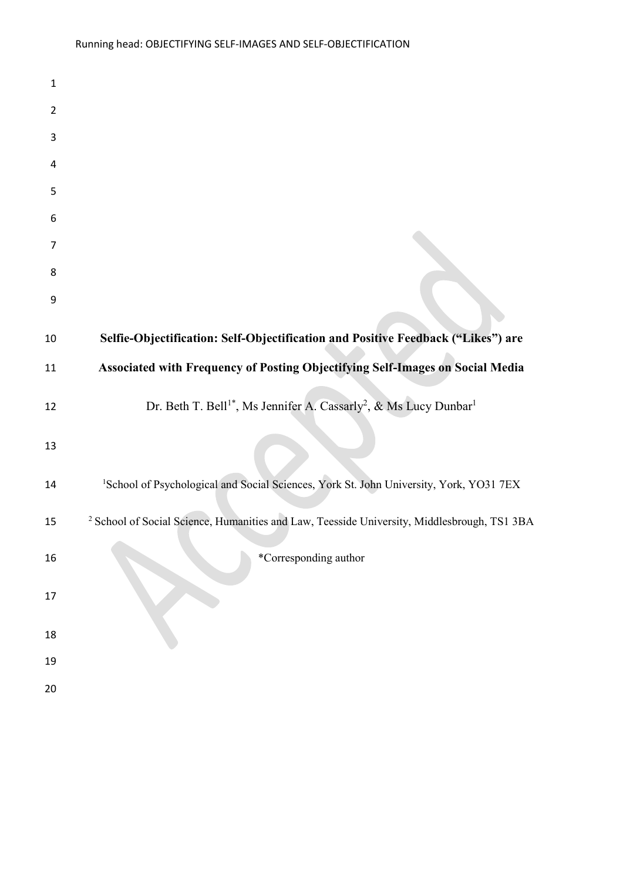# Selfie-Objectification: Self-Objectification and Positive Feedback ("Likes") are Associated with Frequency of Posting Objectifying Self-Images on Social Media

Dr. Beth T. Bell[1*], Ms Jennifer A. Cassarly[2], & Ms Lucy Dunbar[1]

[1]School of Psychological and Social Sciences, York St. John University, York, YO31 7EX

[2] School of Social Science, Humanities and Law, Teesside University, Middlesbrough, TS1 3BA

*Corresponding author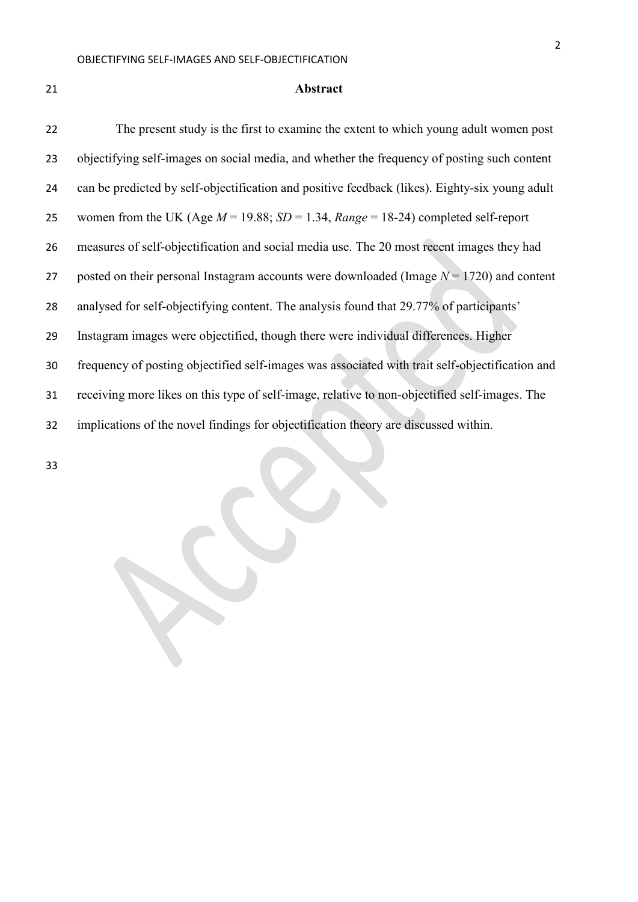## Abstract

The present study is the first to examine the extent to which young adult women post objectifying self-images on social media, and whether the frequency of posting such content can be predicted by self-objectification and positive feedback (likes). Eighty-six young adult women from the UK (Age $M$ = 19.88; $SD$ = 1.34, *Range* = 18-24) completed self-report measures of self-objectification and social media use. The 20 most recent images they had posted on their personal Instagram accounts were downloaded (Image $N$ = 1720) and content analysed for self-objectifying content. The analysis found that 29.77% of participants' Instagram images were objectified, though there were individual differences. Higher frequency of posting objectified self-images was associated with trait self-objectification and receiving more likes on this type of self-image, relative to non-objectified self-images. The implications of the novel findings for objectification theory are discussed within.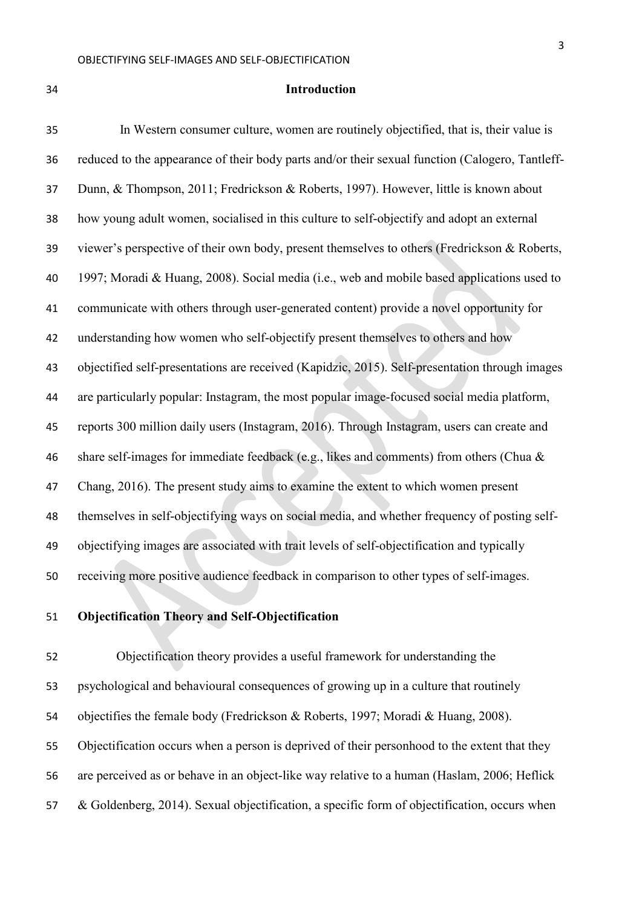## Introduction

In Western consumer culture, women are routinely objectified, that is, their value is reduced to the appearance of their body parts and/or their sexual function (Calogero, Tantleff-Dunn, & Thompson, 2011; Fredrickson & Roberts, 1997). However, little is known about how young adult women, socialised in this culture to self-objectify and adopt an external viewer's perspective of their own body, present themselves to others (Fredrickson & Roberts, 1997; Moradi & Huang, 2008). Social media (i.e., web and mobile based applications used to communicate with others through user-generated content) provide a novel opportunity for understanding how women who self-objectify present themselves to others and how objectified self-presentations are received (Kapidzic, 2015). Self-presentation through images are particularly popular: Instagram, the most popular image-focused social media platform, reports 300 million daily users (Instagram, 2016). Through Instagram, users can create and share self-images for immediate feedback (e.g., likes and comments) from others (Chua & Chang, 2016). The present study aims to examine the extent to which women present themselves in self-objectifying ways on social media, and whether frequency of posting self-objectifying images are associated with trait levels of self-objectification and typically receiving more positive audience feedback in comparison to other types of self-images.

### Objectification Theory and Self-Objectification

Objectification theory provides a useful framework for understanding the psychological and behavioural consequences of growing up in a culture that routinely objectifies the female body (Fredrickson & Roberts, 1997; Moradi & Huang, 2008). Objectification occurs when a person is deprived of their personhood to the extent that they are perceived as or behave in an object-like way relative to a human (Haslam, 2006; Heflick & Goldenberg, 2014). Sexual objectification, a specific form of objectification, occurs when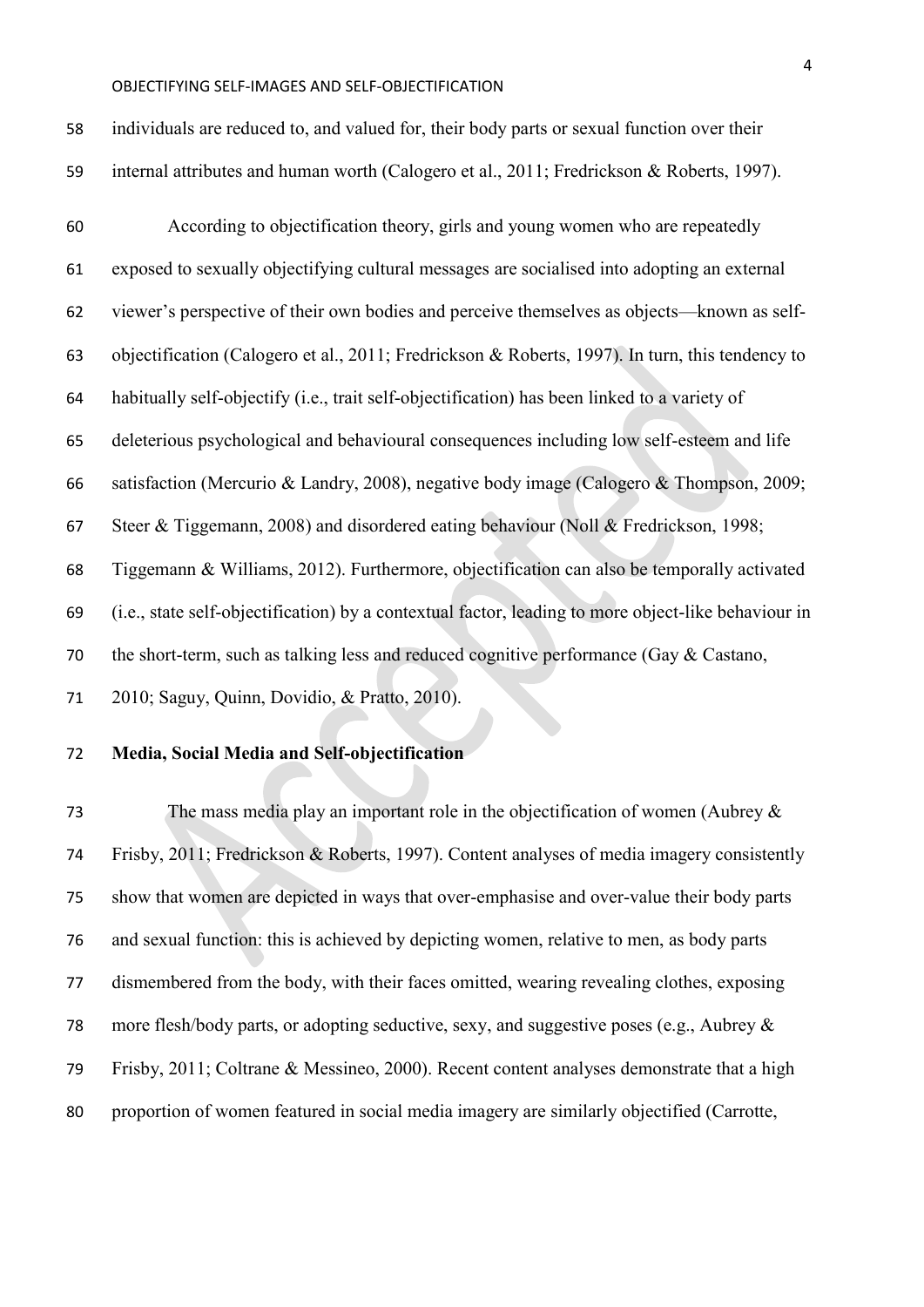individuals are reduced to, and valued for, their body parts or sexual function over their internal attributes and human worth (Calogero et al., 2011; Fredrickson & Roberts, 1997).

According to objectification theory, girls and young women who are repeatedly exposed to sexually objectifying cultural messages are socialised into adopting an external viewer's perspective of their own bodies and perceive themselves as objects—known as self-objectification (Calogero et al., 2011; Fredrickson & Roberts, 1997). In turn, this tendency to habitually self-objectify (i.e., trait self-objectification) has been linked to a variety of deleterious psychological and behavioural consequences including low self-esteem and life satisfaction (Mercurio & Landry, 2008), negative body image (Calogero & Thompson, 2009; Steer & Tiggemann, 2008) and disordered eating behaviour (Noll & Fredrickson, 1998; Tiggemann & Williams, 2012). Furthermore, objectification can also be temporally activated (i.e., state self-objectification) by a contextual factor, leading to more object-like behaviour in the short-term, such as talking less and reduced cognitive performance (Gay & Castano, 2010; Saguy, Quinn, Dovidio, & Pratto, 2010).

## Media, Social Media and Self-objectification

The mass media play an important role in the objectification of women (Aubrey & Frisby, 2011; Fredrickson & Roberts, 1997). Content analyses of media imagery consistently show that women are depicted in ways that over-emphasise and over-value their body parts and sexual function: this is achieved by depicting women, relative to men, as body parts dismembered from the body, with their faces omitted, wearing revealing clothes, exposing more flesh/body parts, or adopting seductive, sexy, and suggestive poses (e.g., Aubrey & Frisby, 2011; Coltrane & Messineo, 2000). Recent content analyses demonstrate that a high proportion of women featured in social media imagery are similarly objectified (Carrotte,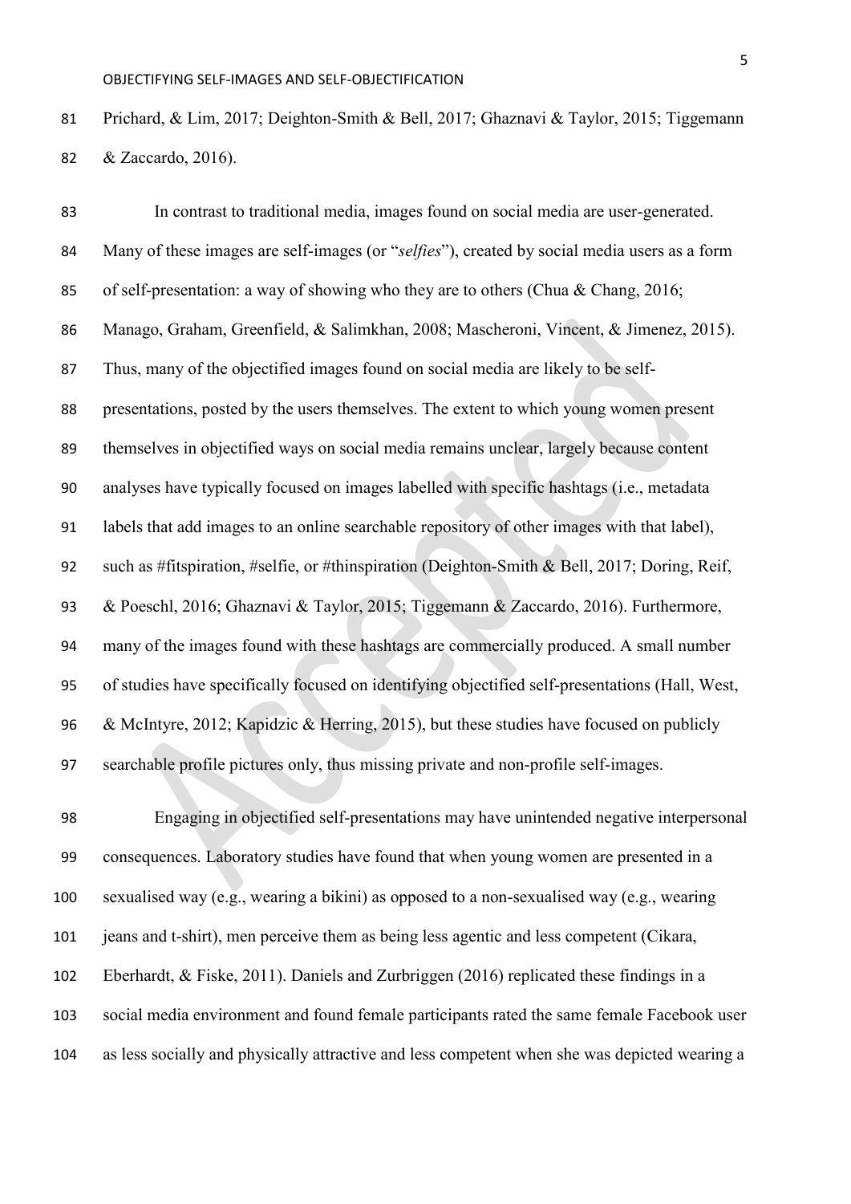Prichard, & Lim, 2017; Deighton-Smith & Bell, 2017; Ghaznavi & Taylor, 2015; Tiggemann & Zaccardo, 2016).

In contrast to traditional media, images found on social media are user-generated. Many of these images are self-images (or "*selfies*"), created by social media users as a form of self-presentation: a way of showing who they are to others (Chua & Chang, 2016; Manago, Graham, Greenfield, & Salimkhan, 2008; Mascheroni, Vincent, & Jimenez, 2015). Thus, many of the objectified images found on social media are likely to be self-presentations, posted by the users themselves. The extent to which young women present themselves in objectified ways on social media remains unclear, largely because content analyses have typically focused on images labelled with specific hashtags (i.e., metadata labels that add images to an online searchable repository of other images with that label), such as #fitspiration, #selfie, or #thinspiration (Deighton-Smith & Bell, 2017; Doring, Reif, & Poeschl, 2016; Ghaznavi & Taylor, 2015; Tiggemann & Zaccardo, 2016). Furthermore, many of the images found with these hashtags are commercially produced. A small number of studies have specifically focused on identifying objectified self-presentations (Hall, West, & McIntyre, 2012; Kapidzic & Herring, 2015), but these studies have focused on publicly searchable profile pictures only, thus missing private and non-profile self-images.

Engaging in objectified self-presentations may have unintended negative interpersonal consequences. Laboratory studies have found that when young women are presented in a sexualised way (e.g., wearing a bikini) as opposed to a non-sexualised way (e.g., wearing jeans and t-shirt), men perceive them as being less agentic and less competent (Cikara, Eberhardt, & Fiske, 2011). Daniels and Zurbriggen (2016) replicated these findings in a social media environment and found female participants rated the same female Facebook user as less socially and physically attractive and less competent when she was depicted wearing a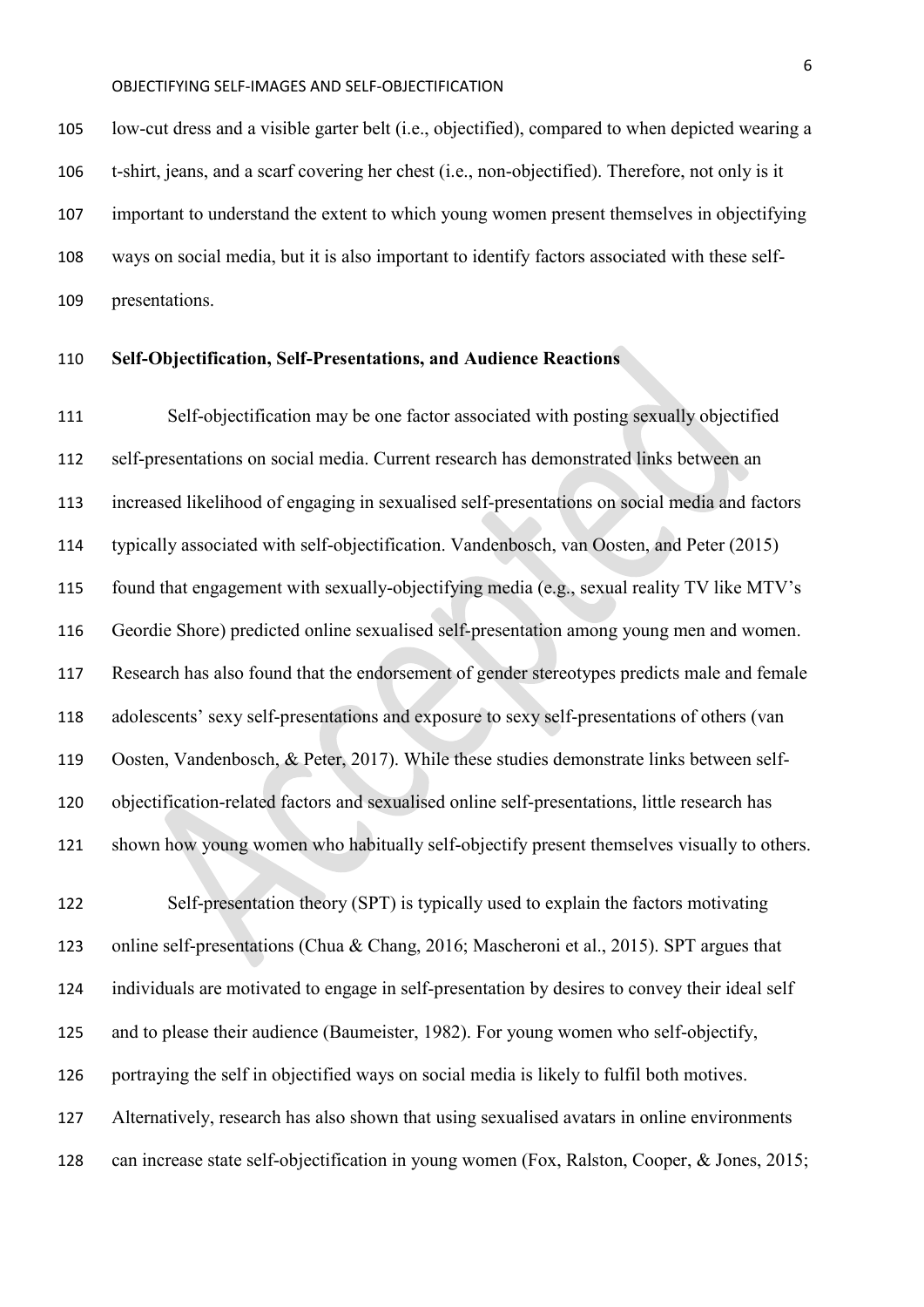low-cut dress and a visible garter belt (i.e., objectified), compared to when depicted wearing a t-shirt, jeans, and a scarf covering her chest (i.e., non-objectified). Therefore, not only is it important to understand the extent to which young women present themselves in objectifying ways on social media, but it is also important to identify factors associated with these self-presentations.

## Self-Objectification, Self-Presentations, and Audience Reactions

Self-objectification may be one factor associated with posting sexually objectified self-presentations on social media. Current research has demonstrated links between an increased likelihood of engaging in sexualised self-presentations on social media and factors typically associated with self-objectification. Vandenbosch, van Oosten, and Peter (2015) found that engagement with sexually-objectifying media (e.g., sexual reality TV like MTV's Geordie Shore) predicted online sexualised self-presentation among young men and women. Research has also found that the endorsement of gender stereotypes predicts male and female adolescents' sexy self-presentations and exposure to sexy self-presentations of others (van Oosten, Vandenbosch, & Peter, 2017). While these studies demonstrate links between self-objectification-related factors and sexualised online self-presentations, little research has shown how young women who habitually self-objectify present themselves visually to others.

Self-presentation theory (SPT) is typically used to explain the factors motivating online self-presentations (Chua & Chang, 2016; Mascheroni et al., 2015). SPT argues that individuals are motivated to engage in self-presentation by desires to convey their ideal self and to please their audience (Baumeister, 1982). For young women who self-objectify, portraying the self in objectified ways on social media is likely to fulfil both motives. Alternatively, research has also shown that using sexualised avatars in online environments can increase state self-objectification in young women (Fox, Ralston, Cooper, & Jones, 2015;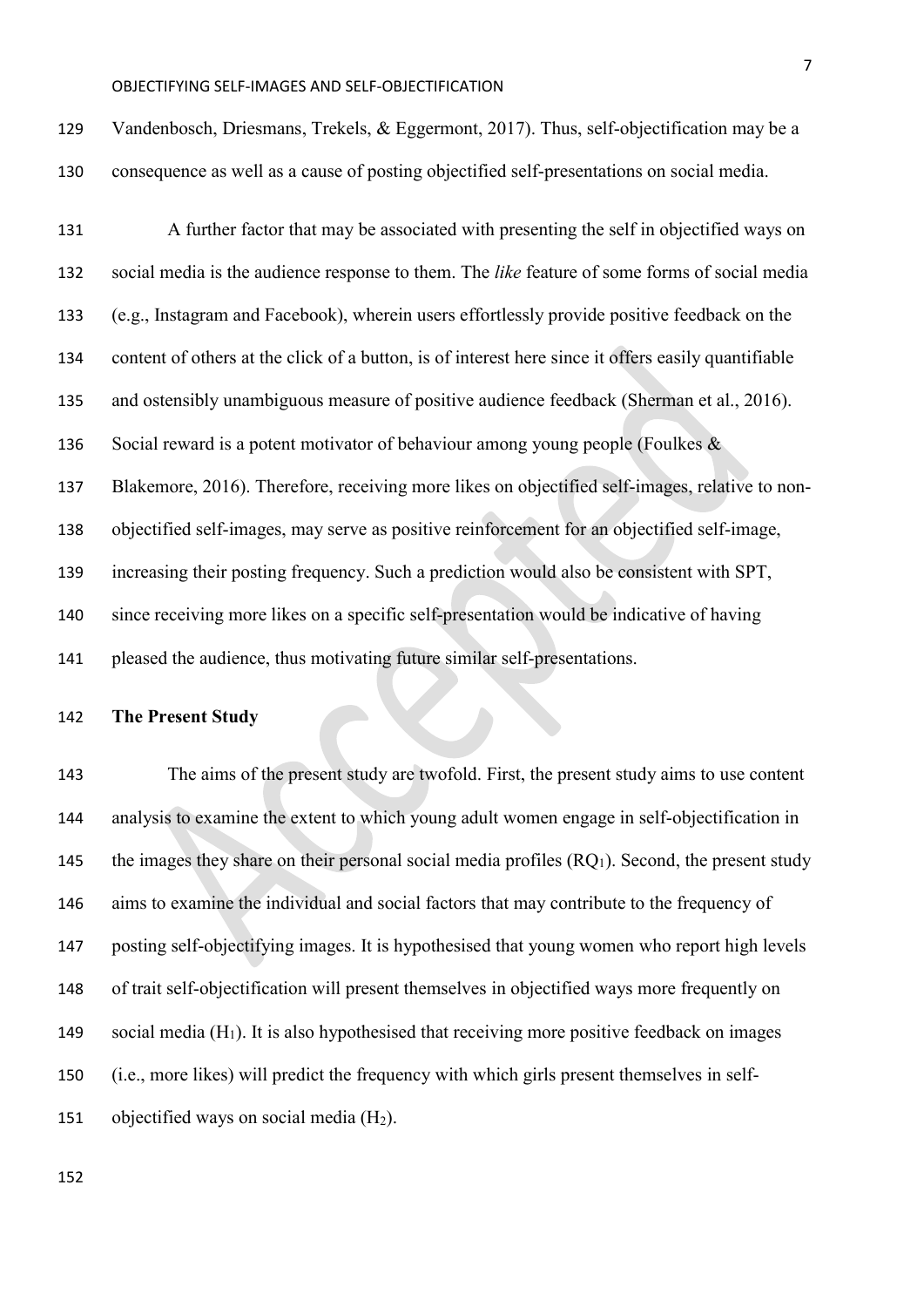Vandenbosch, Driesmans, Trekels, & Eggermont, 2017). Thus, self-objectification may be a consequence as well as a cause of posting objectified self-presentations on social media.

A further factor that may be associated with presenting the self in objectified ways on social media is the audience response to them. The *like* feature of some forms of social media (e.g., Instagram and Facebook), wherein users effortlessly provide positive feedback on the content of others at the click of a button, is of interest here since it offers easily quantifiable and ostensibly unambiguous measure of positive audience feedback (Sherman et al., 2016). Social reward is a potent motivator of behaviour among young people (Foulkes & Blakemore, 2016). Therefore, receiving more likes on objectified self-images, relative to non-objectified self-images, may serve as positive reinforcement for an objectified self-image, increasing their posting frequency. Such a prediction would also be consistent with SPT, since receiving more likes on a specific self-presentation would be indicative of having pleased the audience, thus motivating future similar self-presentations.

## The Present Study

The aims of the present study are twofold. First, the present study aims to use content analysis to examine the extent to which young adult women engage in self-objectification in the images they share on their personal social media profiles ($RQ_1$). Second, the present study aims to examine the individual and social factors that may contribute to the frequency of posting self-objectifying images. It is hypothesised that young women who report high levels of trait self-objectification will present themselves in objectified ways more frequently on social media ($H_1$). It is also hypothesised that receiving more positive feedback on images (i.e., more likes) will predict the frequency with which girls present themselves in self-objectified ways on social media ($H_2$).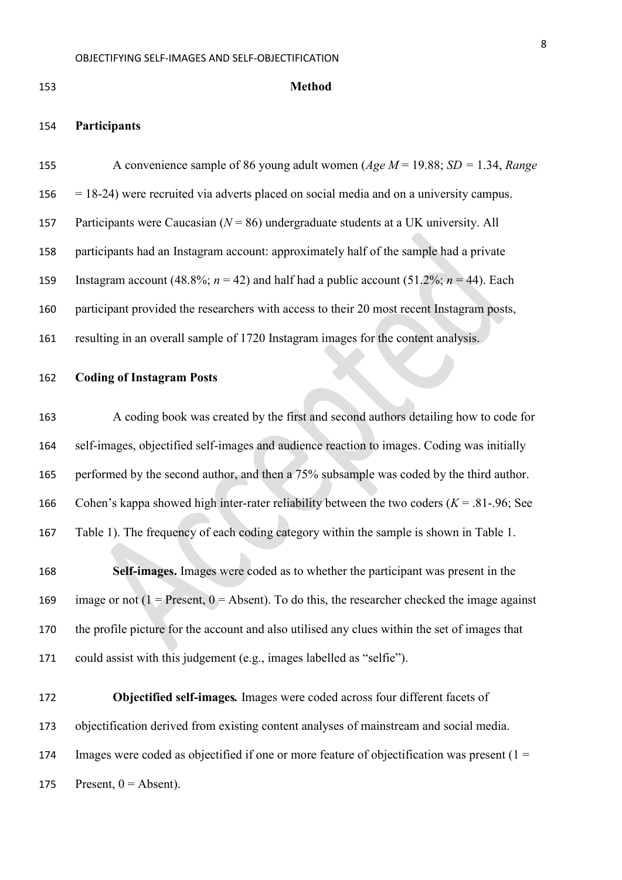## Method

### Participants

A convenience sample of 86 young adult women (*Age* $M$ = 19.88; $SD$ = 1.34, *Range* = 18-24) were recruited via adverts placed on social media and on a university campus. Participants were Caucasian ($N$ = 86) undergraduate students at a UK university. All participants had an Instagram account: approximately half of the sample had a private Instagram account (48.8%; $n$ = 42) and half had a public account (51.2%; $n$ = 44). Each participant provided the researchers with access to their 20 most recent Instagram posts, resulting in an overall sample of 1720 Instagram images for the content analysis.

### Coding of Instagram Posts

A coding book was created by the first and second authors detailing how to code for self-images, objectified self-images and audience reaction to images. Coding was initially performed by the second author, and then a 75% subsample was coded by the third author. Cohen's kappa showed high inter-rater reliability between the two coders ($K$ = .81-.96; See Table 1). The frequency of each coding category within the sample is shown in Table 1.

**Self-images.** Images were coded as to whether the participant was present in the image or not (1 = Present, 0 = Absent). To do this, the researcher checked the image against the profile picture for the account and also utilised any clues within the set of images that could assist with this judgement (e.g., images labelled as "selfie").

***Objectified self-images.*** Images were coded across four different facets of objectification derived from existing content analyses of mainstream and social media. Images were coded as objectified if one or more feature of objectification was present (1 = Present, 0 = Absent).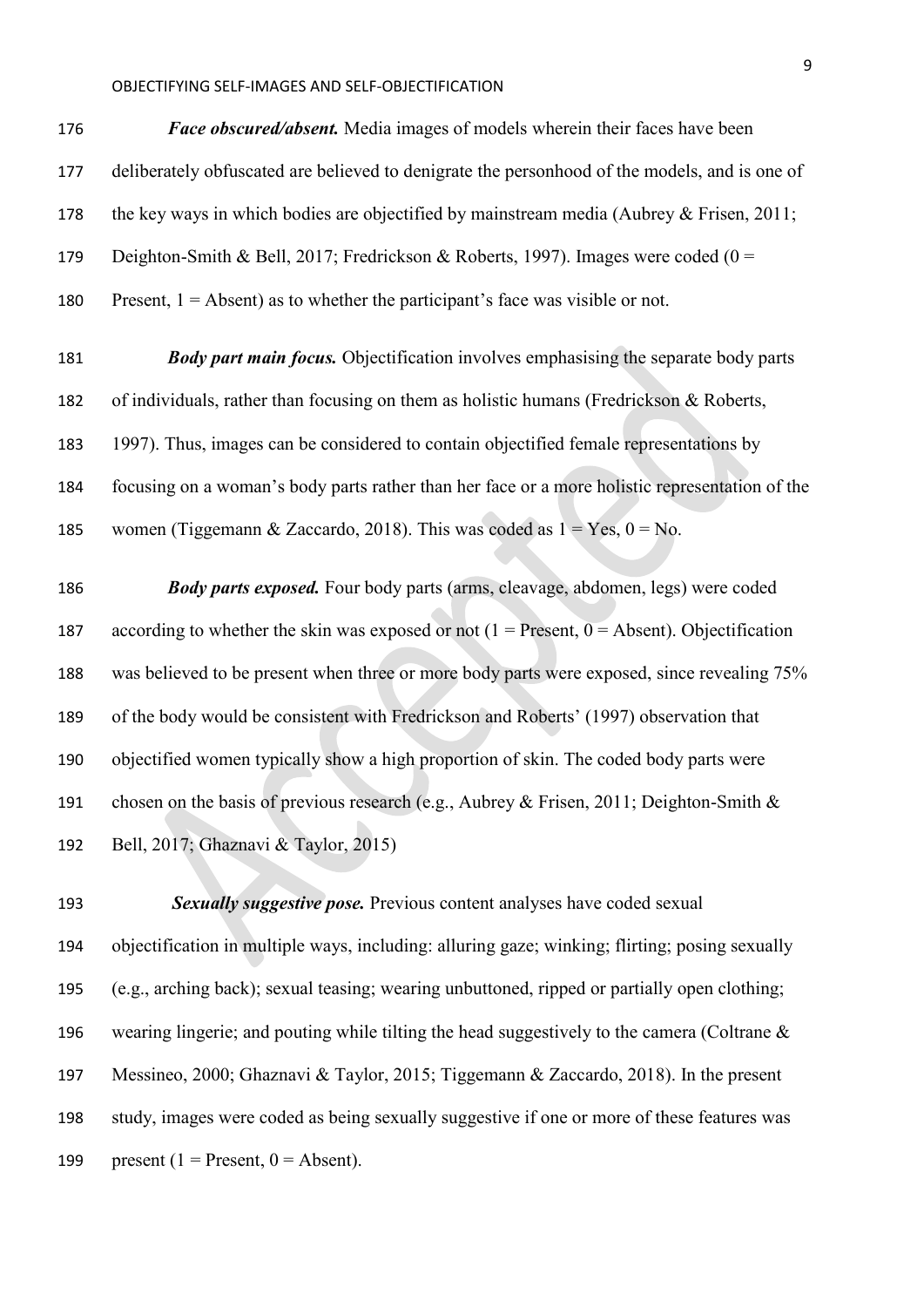***Face obscured/absent.*** Media images of models wherein their faces have been deliberately obfuscated are believed to denigrate the personhood of the models, and is one of the key ways in which bodies are objectified by mainstream media (Aubrey & Frisen, 2011; Deighton-Smith & Bell, 2017; Fredrickson & Roberts, 1997). Images were coded (0 = Present, 1 = Absent) as to whether the participant's face was visible or not.

***Body part main focus.*** Objectification involves emphasising the separate body parts of individuals, rather than focusing on them as holistic humans (Fredrickson & Roberts, 1997). Thus, images can be considered to contain objectified female representations by focusing on a woman's body parts rather than her face or a more holistic representation of the women (Tiggemann & Zaccardo, 2018). This was coded as 1 = Yes, 0 = No.

***Body parts exposed.*** Four body parts (arms, cleavage, abdomen, legs) were coded according to whether the skin was exposed or not (1 = Present, 0 = Absent). Objectification was believed to be present when three or more body parts were exposed, since revealing 75% of the body would be consistent with Fredrickson and Roberts' (1997) observation that objectified women typically show a high proportion of skin. The coded body parts were chosen on the basis of previous research (e.g., Aubrey & Frisen, 2011; Deighton-Smith & Bell, 2017; Ghaznavi & Taylor, 2015)

***Sexually suggestive pose.*** Previous content analyses have coded sexual objectification in multiple ways, including: alluring gaze; winking; flirting; posing sexually (e.g., arching back); sexual teasing; wearing unbuttoned, ripped or partially open clothing; wearing lingerie; and pouting while tilting the head suggestively to the camera (Coltrane & Messineo, 2000; Ghaznavi & Taylor, 2015; Tiggemann & Zaccardo, 2018). In the present study, images were coded as being sexually suggestive if one or more of these features was present (1 = Present, 0 = Absent).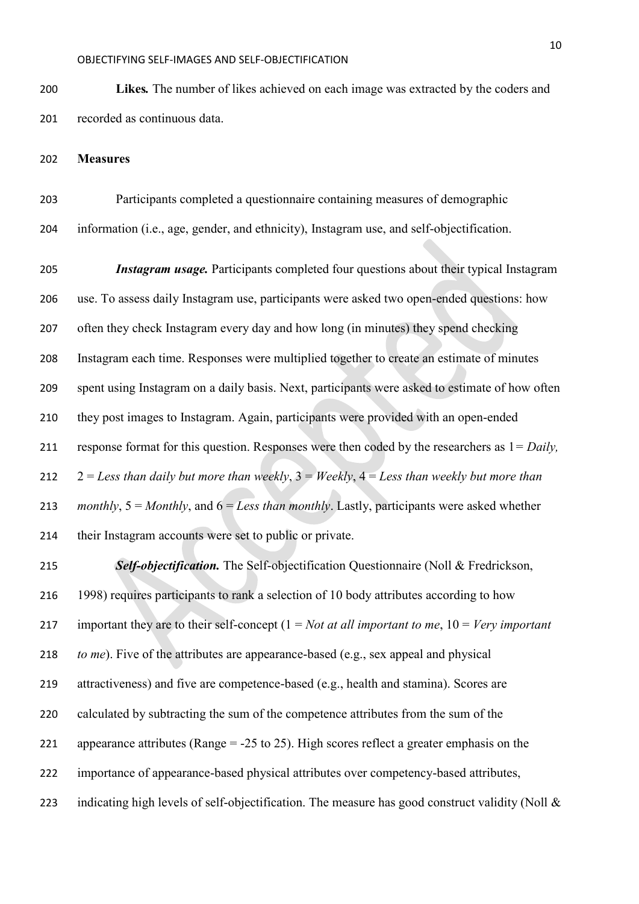**Likes.** The number of likes achieved on each image was extracted by the coders and recorded as continuous data.

**Measures**

Participants completed a questionnaire containing measures of demographic information (i.e., age, gender, and ethnicity), Instagram use, and self-objectification.

***Instagram usage.*** Participants completed four questions about their typical Instagram use. To assess daily Instagram use, participants were asked two open-ended questions: how often they check Instagram every day and how long (in minutes) they spend checking Instagram each time. Responses were multiplied together to create an estimate of minutes spent using Instagram on a daily basis. Next, participants were asked to estimate of how often they post images to Instagram. Again, participants were provided with an open-ended response format for this question. Responses were then coded by the researchers as 1 = *Daily,* 2 = *Less than daily but more than weekly*, 3 = *Weekly*, 4 = *Less than weekly but more than monthly*, 5 = *Monthly*, and 6 = *Less than monthly*. Lastly, participants were asked whether their Instagram accounts were set to public or private.

***Self-objectification.*** The Self-objectification Questionnaire (Noll & Fredrickson, 1998) requires participants to rank a selection of 10 body attributes according to how important they are to their self-concept (1 = *Not at all important to me*, 10 = *Very important to me*). Five of the attributes are appearance-based (e.g., sex appeal and physical attractiveness) and five are competence-based (e.g., health and stamina). Scores are calculated by subtracting the sum of the competence attributes from the sum of the appearance attributes (Range = -25 to 25). High scores reflect a greater emphasis on the importance of appearance-based physical attributes over competency-based attributes, indicating high levels of self-objectification. The measure has good construct validity (Noll &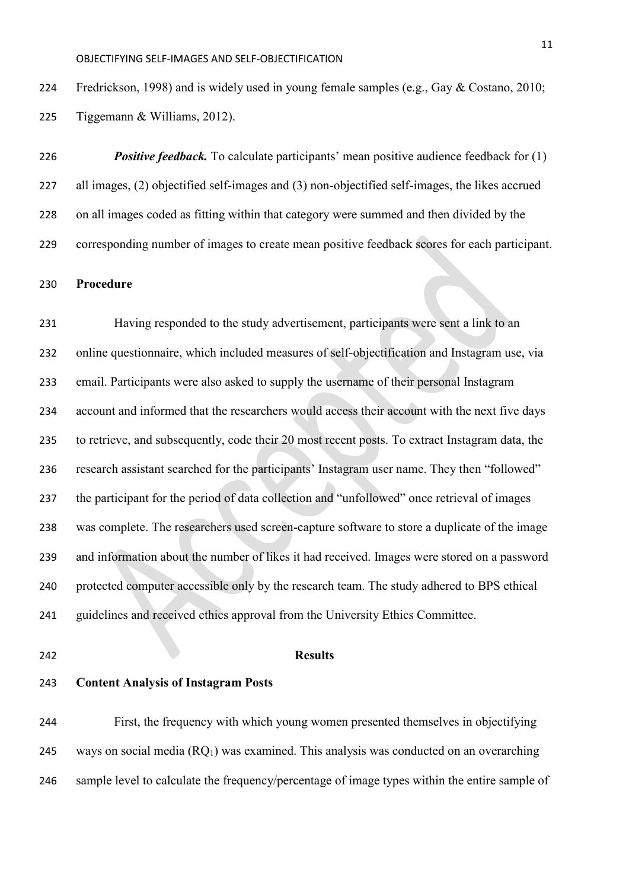Fredrickson, 1998) and is widely used in young female samples (e.g., Gay & Costano, 2010; Tiggemann & Williams, 2012).

***Positive feedback.*** To calculate participants' mean positive audience feedback for (1) all images, (2) objectified self-images and (3) non-objectified self-images, the likes accrued on all images coded as fitting within that category were summed and then divided by the corresponding number of images to create mean positive feedback scores for each participant.

## Procedure

Having responded to the study advertisement, participants were sent a link to an online questionnaire, which included measures of self-objectification and Instagram use, via email. Participants were also asked to supply the username of their personal Instagram account and informed that the researchers would access their account with the next five days to retrieve, and subsequently, code their 20 most recent posts. To extract Instagram data, the research assistant searched for the participants' Instagram user name. They then "followed" the participant for the period of data collection and "unfollowed" once retrieval of images was complete. The researchers used screen-capture software to store a duplicate of the image and information about the number of likes it had received. Images were stored on a password protected computer accessible only by the research team. The study adhered to BPS ethical guidelines and received ethics approval from the University Ethics Committee.

# Results

## Content Analysis of Instagram Posts

First, the frequency with which young women presented themselves in objectifying ways on social media ($RQ_1$) was examined. This analysis was conducted on an overarching sample level to calculate the frequency/percentage of image types within the entire sample of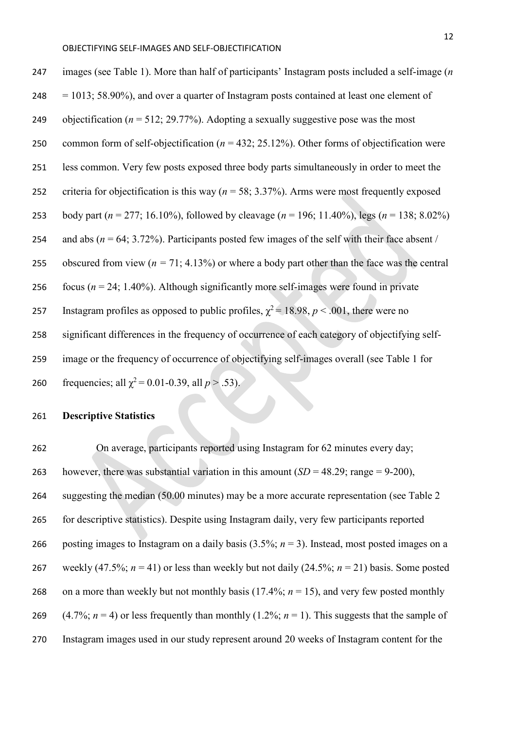images (see Table 1). More than half of participants' Instagram posts included a self-image (*n* = 1013; 58.90%), and over a quarter of Instagram posts contained at least one element of objectification (*n* = 512; 29.77%). Adopting a sexually suggestive pose was the most common form of self-objectification (*n* = 432; 25.12%). Other forms of objectification were less common. Very few posts exposed three body parts simultaneously in order to meet the criteria for objectification is this way (*n* = 58; 3.37%). Arms were most frequently exposed body part (*n* = 277; 16.10%), followed by cleavage (*n* = 196; 11.40%), legs (*n* = 138; 8.02%) and abs (*n* = 64; 3.72%). Participants posted few images of the self with their face absent / obscured from view (*n* = 71; 4.13%) or where a body part other than the face was the central focus (*n* = 24; 1.40%). Although significantly more self-images were found in private Instagram profiles as opposed to public profiles, $\chi^2 = 18.98$, $p < .001$, there were no significant differences in the frequency of occurrence of each category of objectifying self-image or the frequency of occurrence of objectifying self-images overall (see Table 1 for frequencies; all $\chi^2 = 0.01\text{-}0.39$, all $p > .53$).

**Descriptive Statistics**

On average, participants reported using Instagram for 62 minutes every day; however, there was substantial variation in this amount (*SD* = 48.29; range = 9-200), suggesting the median (50.00 minutes) may be a more accurate representation (see Table 2 for descriptive statistics). Despite using Instagram daily, very few participants reported posting images to Instagram on a daily basis (3.5%; *n* = 3). Instead, most posted images on a weekly (47.5%; *n* = 41) or less than weekly but not daily (24.5%; *n* = 21) basis. Some posted on a more than weekly but not monthly basis (17.4%; *n* = 15), and very few posted monthly (4.7%; *n* = 4) or less frequently than monthly (1.2%; *n* = 1). This suggests that the sample of Instagram images used in our study represent around 20 weeks of Instagram content for the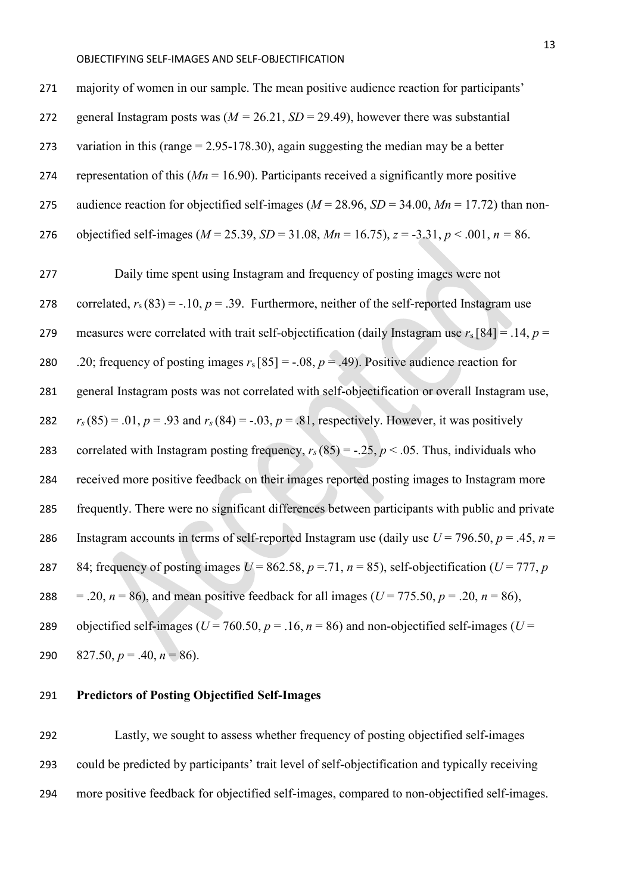majority of women in our sample. The mean positive audience reaction for participants' general Instagram posts was ($M$ = 26.21, $SD$ = 29.49), however there was substantial variation in this (range = 2.95-178.30), again suggesting the median may be a better representation of this ($Mn$ = 16.90). Participants received a significantly more positive audience reaction for objectified self-images ($M$ = 28.96, $SD$ = 34.00, $Mn$ = 17.72) than non-objectified self-images ($M$ = 25.39, $SD$ = 31.08, $Mn$ = 16.75), $z$ = -3.31, $p$ < .001, $n$ = 86.

Daily time spent using Instagram and frequency of posting images were not correlated, $r_s(83) = -.10$, $p$ = .39. Furthermore, neither of the self-reported Instagram use measures were correlated with trait self-objectification (daily Instagram use $r_s[84] = .14$, $p$ = .20; frequency of posting images $r_s[85] = -.08$, $p$ = .49). Positive audience reaction for general Instagram posts was not correlated with self-objectification or overall Instagram use, $r_s(85) = .01$, $p$ = .93 and $r_s(84) = -.03$, $p$ = .81, respectively. However, it was positively correlated with Instagram posting frequency, $r_s(85) = -.25$, $p$ < .05. Thus, individuals who received more positive feedback on their images reported posting images to Instagram more frequently. There were no significant differences between participants with public and private Instagram accounts in terms of self-reported Instagram use (daily use $U$ = 796.50, $p$ = .45, $n$ = 84; frequency of posting images $U$ = 862.58, $p$ =.71, $n$ = 85), self-objectification ($U$ = 777, $p$ = .20, $n$ = 86), and mean positive feedback for all images ($U$ = 775.50, $p$ = .20, $n$ = 86), objectified self-images ($U$ = 760.50, $p$ = .16, $n$ = 86) and non-objectified self-images ($U$ = 827.50, $p$ = .40, $n$ = 86).

**Predictors of Posting Objectified Self-Images**

Lastly, we sought to assess whether frequency of posting objectified self-images could be predicted by participants' trait level of self-objectification and typically receiving more positive feedback for objectified self-images, compared to non-objectified self-images.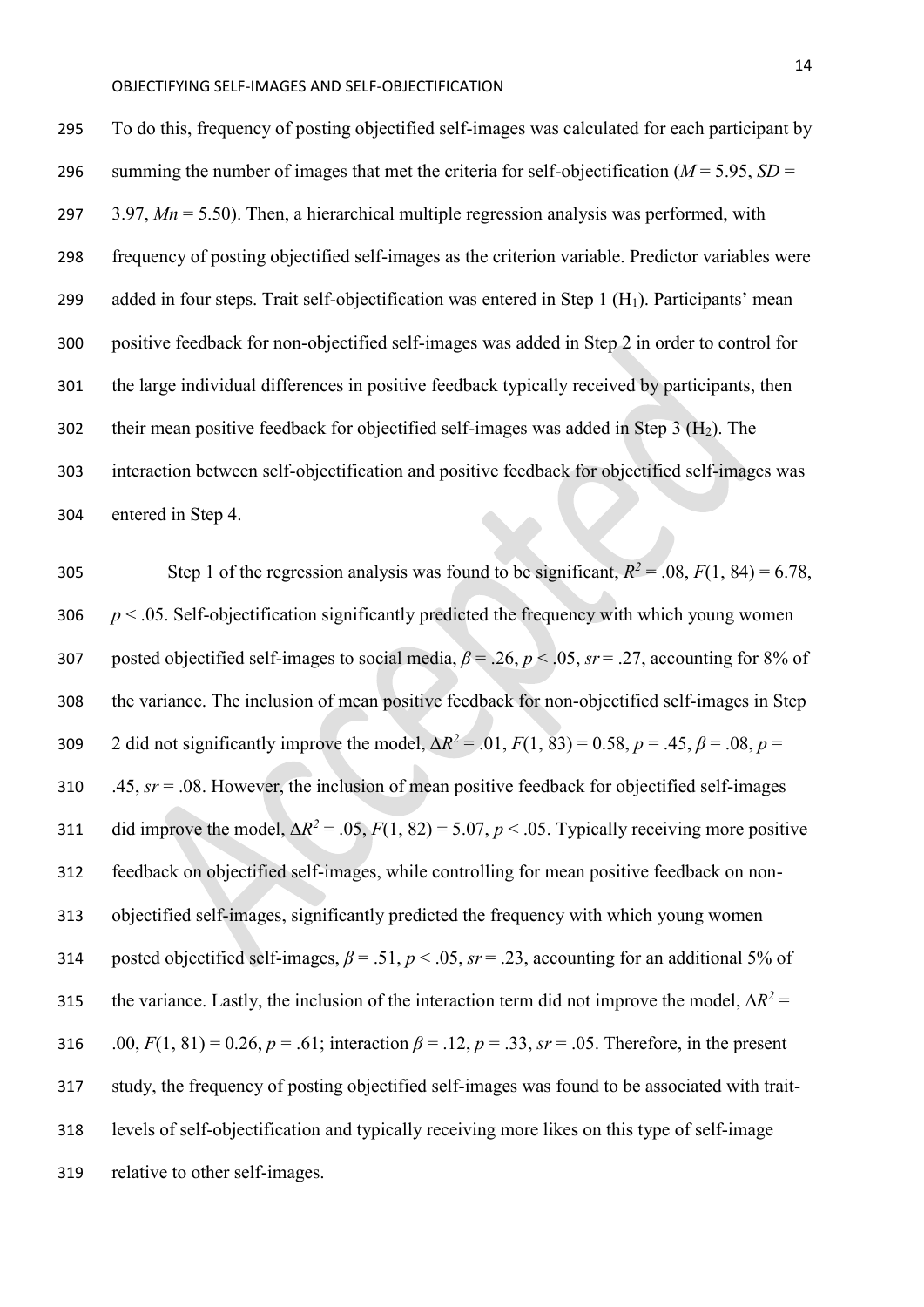To do this, frequency of posting objectified self-images was calculated for each participant by summing the number of images that met the criteria for self-objectification ($M$ = 5.95, $SD$ = 3.97, $Mn$ = 5.50). Then, a hierarchical multiple regression analysis was performed, with frequency of posting objectified self-images as the criterion variable. Predictor variables were added in four steps. Trait self-objectification was entered in Step 1 ($H_1$). Participants' mean positive feedback for non-objectified self-images was added in Step 2 in order to control for the large individual differences in positive feedback typically received by participants, then their mean positive feedback for objectified self-images was added in Step 3 ($H_2$). The interaction between self-objectification and positive feedback for objectified self-images was entered in Step 4.

Step 1 of the regression analysis was found to be significant, $R^2 = .08$, $F(1, 84) = 6.78$, $p < .05$. Self-objectification significantly predicted the frequency with which young women posted objectified self-images to social media, $\beta = .26$, $p < .05$, $sr = .27$, accounting for 8% of the variance. The inclusion of mean positive feedback for non-objectified self-images in Step 2 did not significantly improve the model, $\Delta R^2 = .01$, $F(1, 83) = 0.58$, $p = .45$, $\beta = .08$, $p = .45$, $sr = .08$. However, the inclusion of mean positive feedback for objectified self-images did improve the model, $\Delta R^2 = .05$, $F(1, 82) = 5.07$, $p < .05$. Typically receiving more positive feedback on objectified self-images, while controlling for mean positive feedback on non-objectified self-images, significantly predicted the frequency with which young women posted objectified self-images, $\beta = .51$, $p < .05$, $sr = .23$, accounting for an additional 5% of the variance. Lastly, the inclusion of the interaction term did not improve the model, $\Delta R^2 = .00$, $F(1, 81) = 0.26$, $p = .61$; interaction $\beta = .12$, $p = .33$, $sr = .05$. Therefore, in the present study, the frequency of posting objectified self-images was found to be associated with trait-levels of self-objectification and typically receiving more likes on this type of self-image relative to other self-images.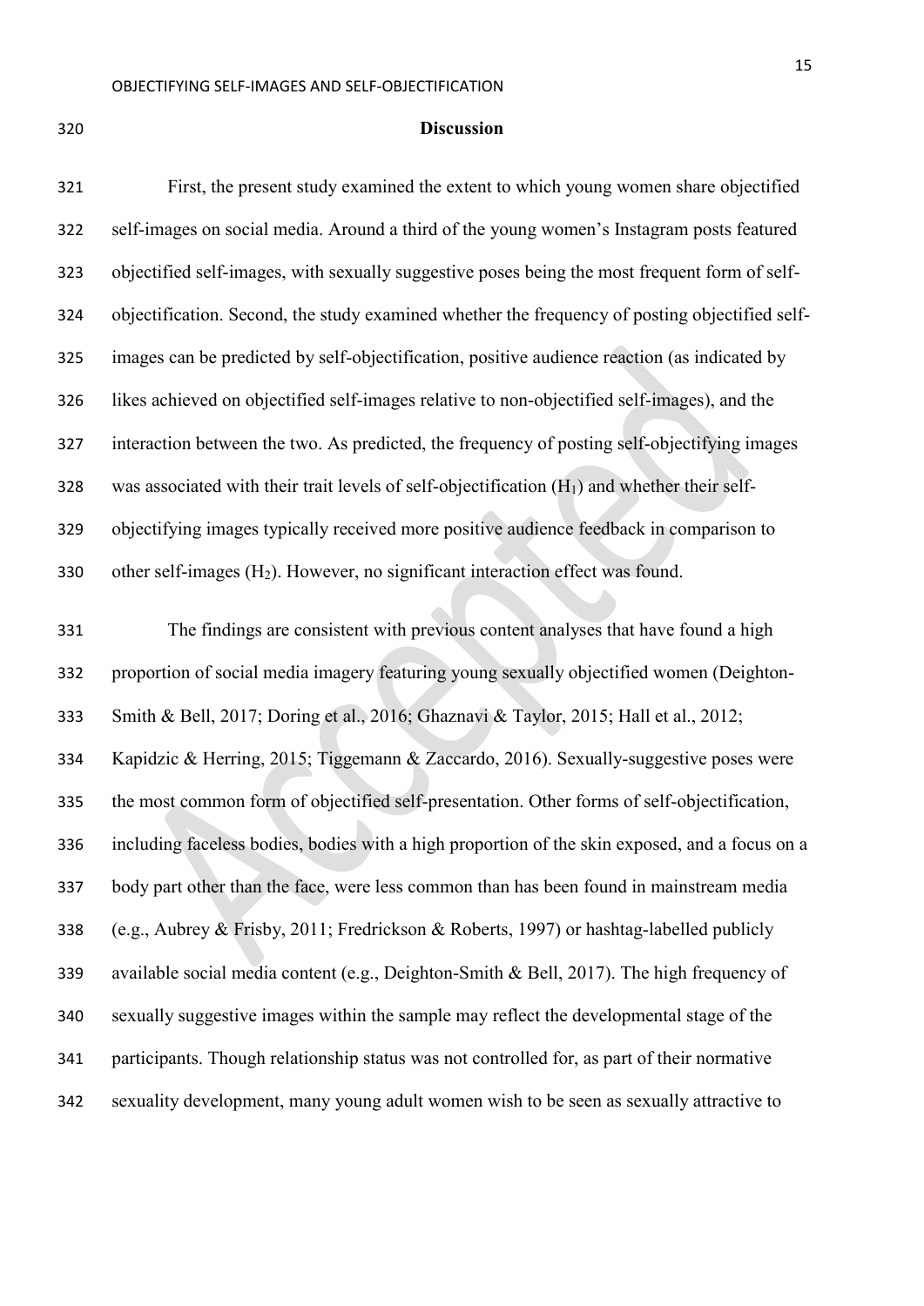## Discussion

First, the present study examined the extent to which young women share objectified self-images on social media. Around a third of the young women's Instagram posts featured objectified self-images, with sexually suggestive poses being the most frequent form of self-objectification. Second, the study examined whether the frequency of posting objectified self-images can be predicted by self-objectification, positive audience reaction (as indicated by likes achieved on objectified self-images relative to non-objectified self-images), and the interaction between the two. As predicted, the frequency of posting self-objectifying images was associated with their trait levels of self-objectification ($H_1$) and whether their self-objectifying images typically received more positive audience feedback in comparison to other self-images ($H_2$). However, no significant interaction effect was found.

The findings are consistent with previous content analyses that have found a high proportion of social media imagery featuring young sexually objectified women (Deighton-Smith & Bell, 2017; Doring et al., 2016; Ghaznavi & Taylor, 2015; Hall et al., 2012; Kapidzic & Herring, 2015; Tiggemann & Zaccardo, 2016). Sexually-suggestive poses were the most common form of objectified self-presentation. Other forms of self-objectification, including faceless bodies, bodies with a high proportion of the skin exposed, and a focus on a body part other than the face, were less common than has been found in mainstream media (e.g., Aubrey & Frisby, 2011; Fredrickson & Roberts, 1997) or hashtag-labelled publicly available social media content (e.g., Deighton-Smith & Bell, 2017). The high frequency of sexually suggestive images within the sample may reflect the developmental stage of the participants. Though relationship status was not controlled for, as part of their normative sexuality development, many young adult women wish to be seen as sexually attractive to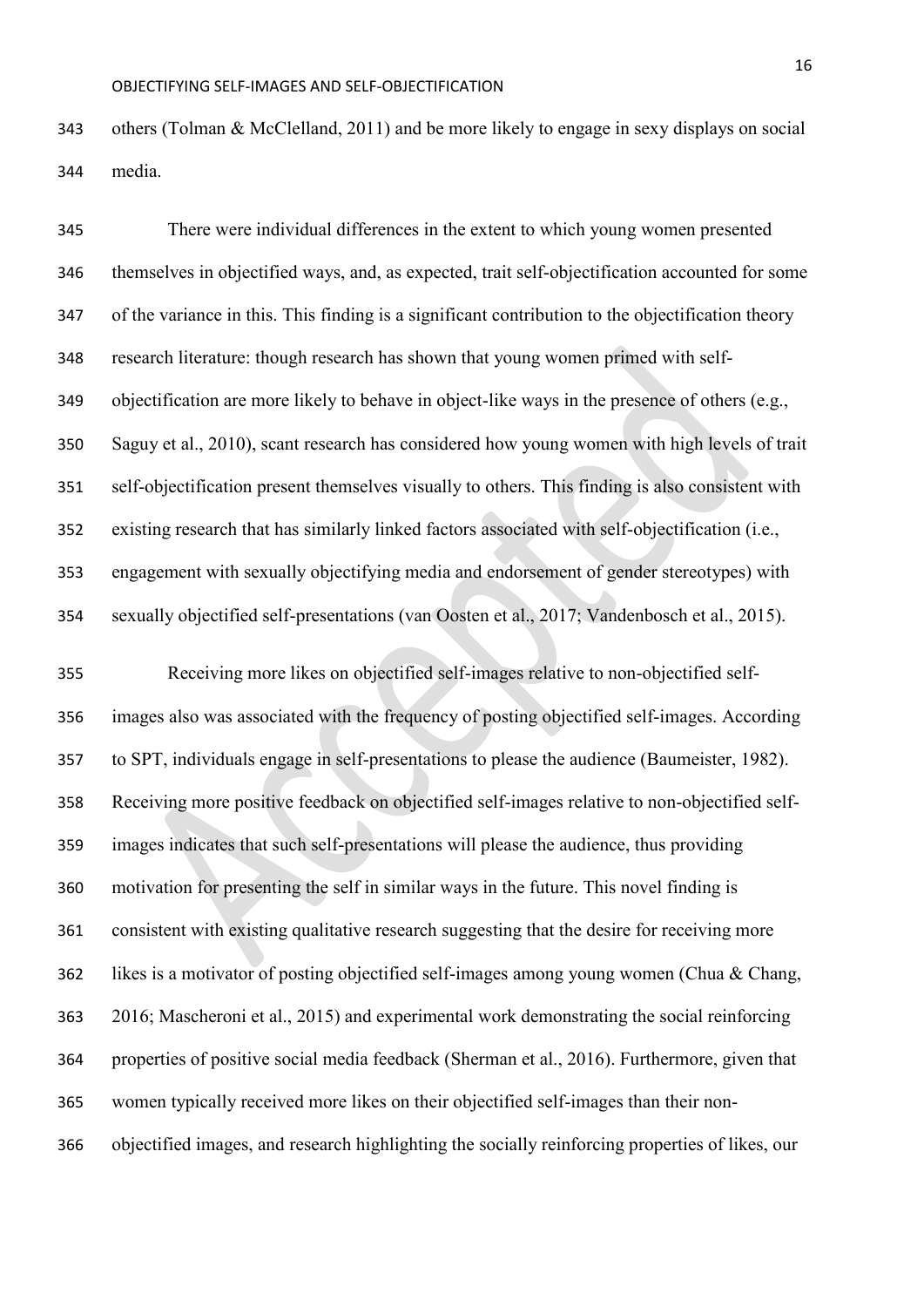others (Tolman & McClelland, 2011) and be more likely to engage in sexy displays on social media.

There were individual differences in the extent to which young women presented themselves in objectified ways, and, as expected, trait self-objectification accounted for some of the variance in this. This finding is a significant contribution to the objectification theory research literature: though research has shown that young women primed with self-objectification are more likely to behave in object-like ways in the presence of others (e.g., Saguy et al., 2010), scant research has considered how young women with high levels of trait self-objectification present themselves visually to others. This finding is also consistent with existing research that has similarly linked factors associated with self-objectification (i.e., engagement with sexually objectifying media and endorsement of gender stereotypes) with sexually objectified self-presentations (van Oosten et al., 2017; Vandenbosch et al., 2015).

Receiving more likes on objectified self-images relative to non-objectified self-images also was associated with the frequency of posting objectified self-images. According to SPT, individuals engage in self-presentations to please the audience (Baumeister, 1982). Receiving more positive feedback on objectified self-images relative to non-objectified self-images indicates that such self-presentations will please the audience, thus providing motivation for presenting the self in similar ways in the future. This novel finding is consistent with existing qualitative research suggesting that the desire for receiving more likes is a motivator of posting objectified self-images among young women (Chua & Chang, 2016; Mascheroni et al., 2015) and experimental work demonstrating the social reinforcing properties of positive social media feedback (Sherman et al., 2016). Furthermore, given that women typically received more likes on their objectified self-images than their non-objectified images, and research highlighting the socially reinforcing properties of likes, our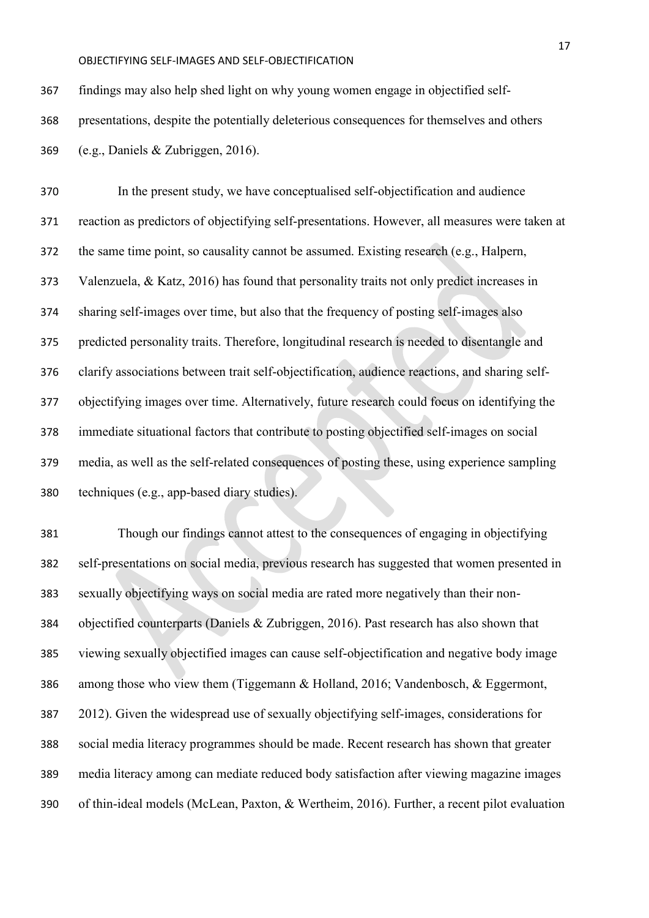findings may also help shed light on why young women engage in objectified self-presentations, despite the potentially deleterious consequences for themselves and others (e.g., Daniels & Zubriggen, 2016).

In the present study, we have conceptualised self-objectification and audience reaction as predictors of objectifying self-presentations. However, all measures were taken at the same time point, so causality cannot be assumed. Existing research (e.g., Halpern, Valenzuela, & Katz, 2016) has found that personality traits not only predict increases in sharing self-images over time, but also that the frequency of posting self-images also predicted personality traits. Therefore, longitudinal research is needed to disentangle and clarify associations between trait self-objectification, audience reactions, and sharing self-objectifying images over time. Alternatively, future research could focus on identifying the immediate situational factors that contribute to posting objectified self-images on social media, as well as the self-related consequences of posting these, using experience sampling techniques (e.g., app-based diary studies).

Though our findings cannot attest to the consequences of engaging in objectifying self-presentations on social media, previous research has suggested that women presented in sexually objectifying ways on social media are rated more negatively than their non-objectified counterparts (Daniels & Zubriggen, 2016). Past research has also shown that viewing sexually objectified images can cause self-objectification and negative body image among those who view them (Tiggemann & Holland, 2016; Vandenbosch, & Eggermont, 2012). Given the widespread use of sexually objectifying self-images, considerations for social media literacy programmes should be made. Recent research has shown that greater media literacy among can mediate reduced body satisfaction after viewing magazine images of thin-ideal models (McLean, Paxton, & Wertheim, 2016). Further, a recent pilot evaluation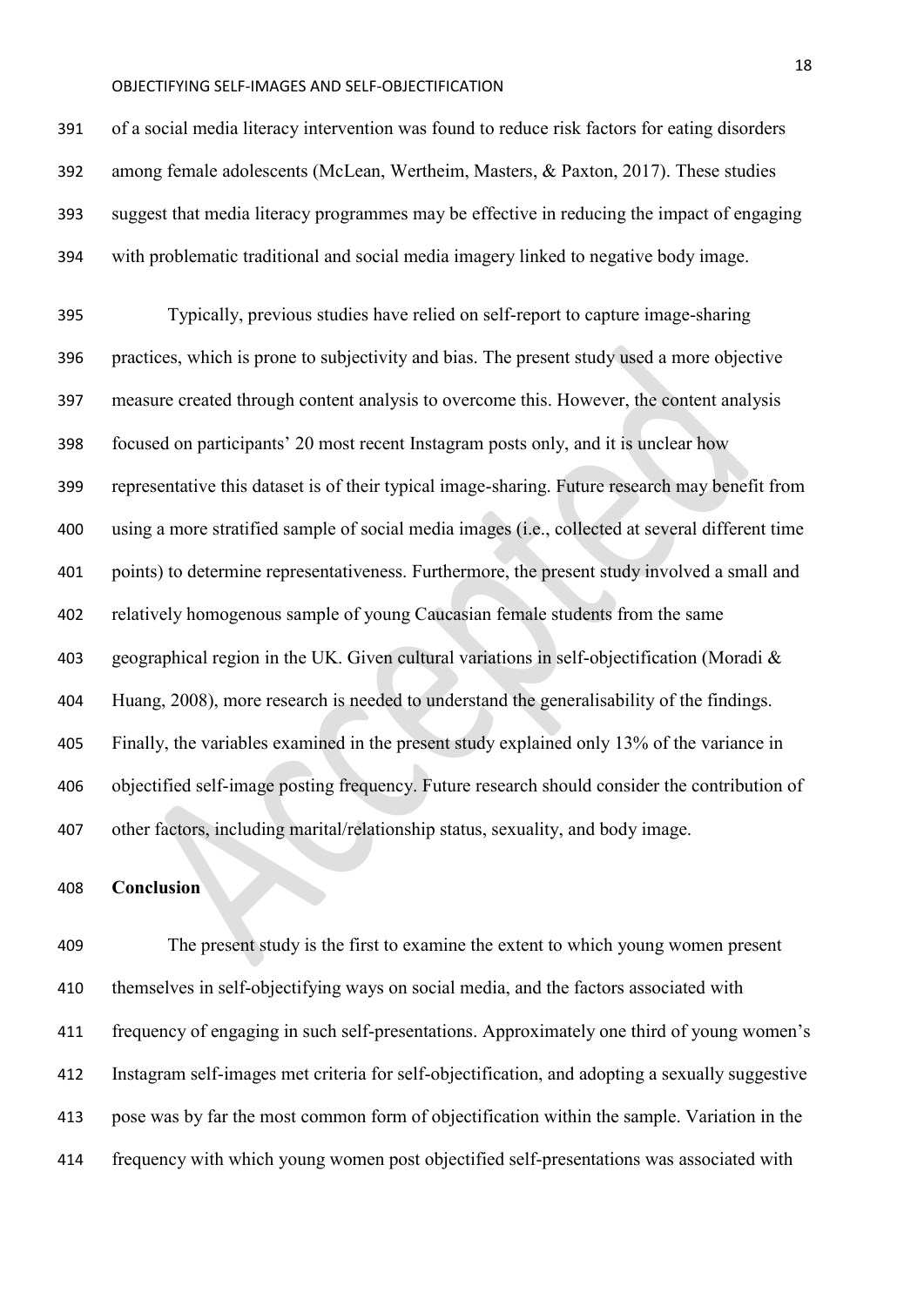of a social media literacy intervention was found to reduce risk factors for eating disorders among female adolescents (McLean, Wertheim, Masters, & Paxton, 2017). These studies suggest that media literacy programmes may be effective in reducing the impact of engaging with problematic traditional and social media imagery linked to negative body image.

Typically, previous studies have relied on self-report to capture image-sharing practices, which is prone to subjectivity and bias. The present study used a more objective measure created through content analysis to overcome this. However, the content analysis focused on participants' 20 most recent Instagram posts only, and it is unclear how representative this dataset is of their typical image-sharing. Future research may benefit from using a more stratified sample of social media images (i.e., collected at several different time points) to determine representativeness. Furthermore, the present study involved a small and relatively homogenous sample of young Caucasian female students from the same geographical region in the UK. Given cultural variations in self-objectification (Moradi & Huang, 2008), more research is needed to understand the generalisability of the findings. Finally, the variables examined in the present study explained only 13% of the variance in objectified self-image posting frequency. Future research should consider the contribution of other factors, including marital/relationship status, sexuality, and body image.

## Conclusion

The present study is the first to examine the extent to which young women present themselves in self-objectifying ways on social media, and the factors associated with frequency of engaging in such self-presentations. Approximately one third of young women's Instagram self-images met criteria for self-objectification, and adopting a sexually suggestive pose was by far the most common form of objectification within the sample. Variation in the frequency with which young women post objectified self-presentations was associated with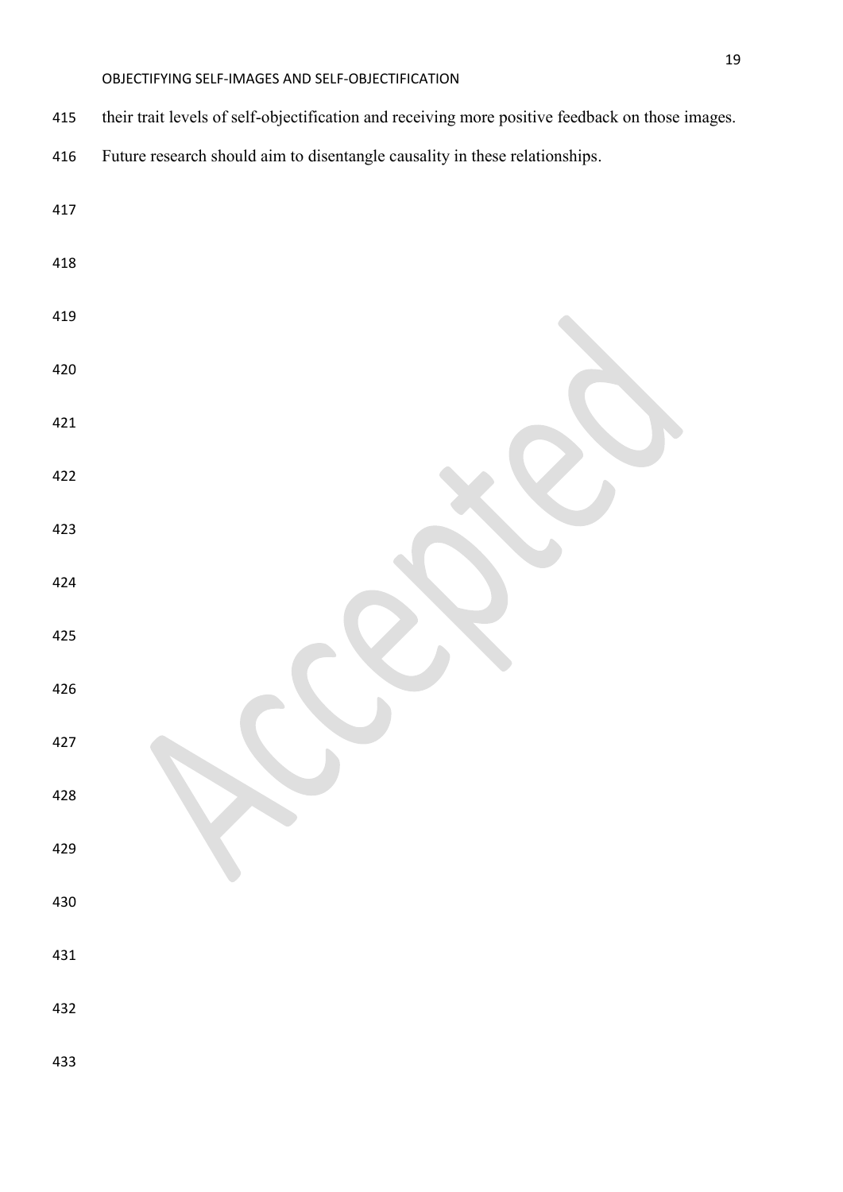their trait levels of self-objectification and receiving more positive feedback on those images. Future research should aim to disentangle causality in these relationships.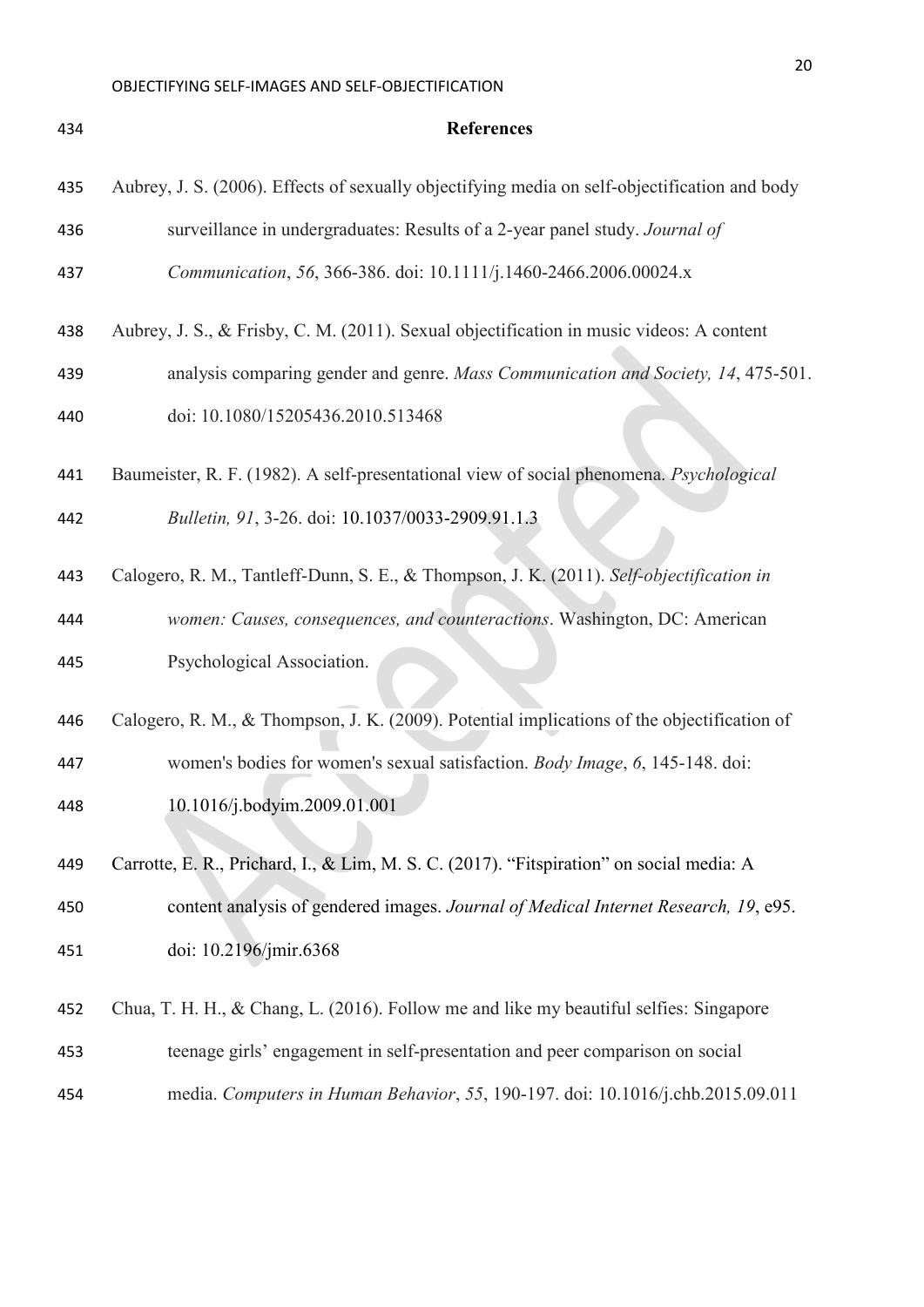## References

Aubrey, J. S. (2006). Effects of sexually objectifying media on self-objectification and body surveillance in undergraduates: Results of a 2-year panel study. *Journal of Communication*, *56*, 366-386. doi: 10.1111/j.1460-2466.2006.00024.x

Aubrey, J. S., & Frisby, C. M. (2011). Sexual objectification in music videos: A content analysis comparing gender and genre. *Mass Communication and Society, 14*, 475-501. doi: 10.1080/15205436.2010.513468

Baumeister, R. F. (1982). A self-presentational view of social phenomena. *Psychological Bulletin, 91*, 3-26. doi: 10.1037/0033-2909.91.1.3

Calogero, R. M., Tantleff-Dunn, S. E., & Thompson, J. K. (2011). *Self-objectification in women: Causes, consequences, and counteractions*. Washington, DC: American Psychological Association.

Calogero, R. M., & Thompson, J. K. (2009). Potential implications of the objectification of women's bodies for women's sexual satisfaction. *Body Image*, *6*, 145-148. doi: 10.1016/j.bodyim.2009.01.001

Carrotte, E. R., Prichard, I., & Lim, M. S. C. (2017). "Fitspiration" on social media: A content analysis of gendered images. *Journal of Medical Internet Research, 19*, e95. doi: 10.2196/jmir.6368

Chua, T. H. H., & Chang, L. (2016). Follow me and like my beautiful selfies: Singapore teenage girls' engagement in self-presentation and peer comparison on social media. *Computers in Human Behavior*, *55*, 190-197. doi: 10.1016/j.chb.2015.09.011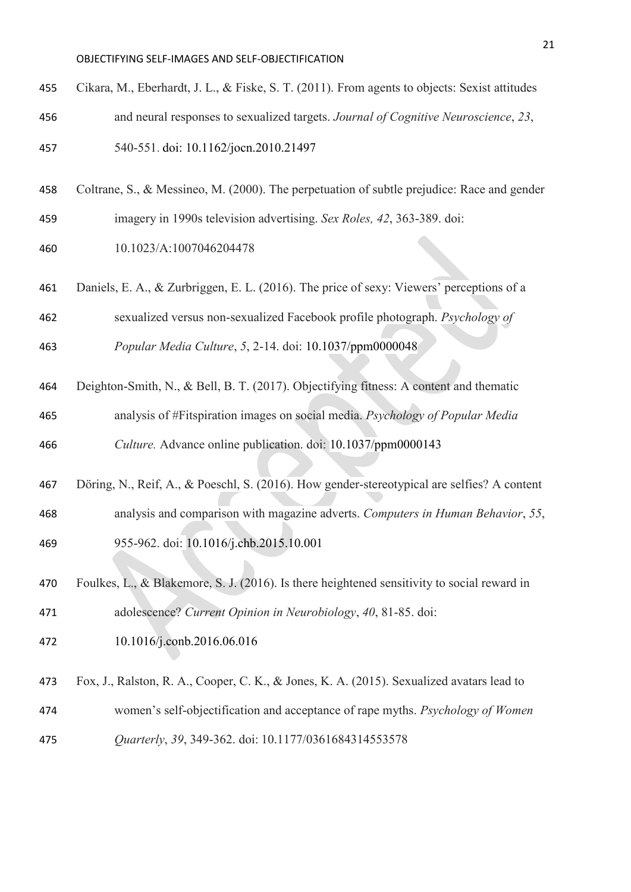Cikara, M., Eberhardt, J. L., & Fiske, S. T. (2011). From agents to objects: Sexist attitudes and neural responses to sexualized targets. *Journal of Cognitive Neuroscience*, *23*, 540-551. doi: 10.1162/jocn.2010.21497

Coltrane, S., & Messineo, M. (2000). The perpetuation of subtle prejudice: Race and gender imagery in 1990s television advertising. *Sex Roles, 42*, 363-389. doi: 10.1023/A:1007046204478

Daniels, E. A., & Zurbriggen, E. L. (2016). The price of sexy: Viewers' perceptions of a sexualized versus non-sexualized Facebook profile photograph. *Psychology of Popular Media Culture*, *5*, 2-14. doi: 10.1037/ppm0000048

Deighton-Smith, N., & Bell, B. T. (2017). Objectifying fitness: A content and thematic analysis of #Fitspiration images on social media. *Psychology of Popular Media Culture.* Advance online publication. doi: 10.1037/ppm0000143

Döring, N., Reif, A., & Poeschl, S. (2016). How gender-stereotypical are selfies? A content analysis and comparison with magazine adverts. *Computers in Human Behavior*, *55*, 955-962. doi: 10.1016/j.chb.2015.10.001

Foulkes, L., & Blakemore, S. J. (2016). Is there heightened sensitivity to social reward in adolescence? *Current Opinion in Neurobiology*, *40*, 81-85. doi: 10.1016/j.conb.2016.06.016

Fox, J., Ralston, R. A., Cooper, C. K., & Jones, K. A. (2015). Sexualized avatars lead to women's self-objectification and acceptance of rape myths. *Psychology of Women Quarterly*, *39*, 349-362. doi: 10.1177/0361684314553578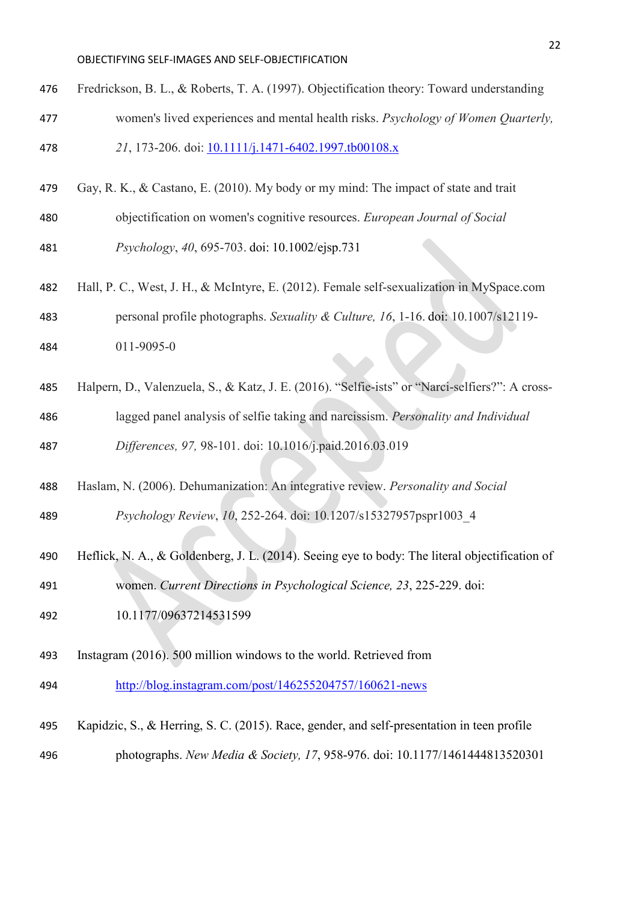Fredrickson, B. L., & Roberts, T. A. (1997). Objectification theory: Toward understanding women's lived experiences and mental health risks. *Psychology of Women Quarterly, 21*, 173-206. doi: 10.1111/j.1471-6402.1997.tb00108.x

Gay, R. K., & Castano, E. (2010). My body or my mind: The impact of state and trait objectification on women's cognitive resources. *European Journal of Social Psychology*, *40*, 695-703. doi: 10.1002/ejsp.731

Hall, P. C., West, J. H., & McIntyre, E. (2012). Female self-sexualization in MySpace.com personal profile photographs. *Sexuality & Culture, 16*, 1-16. doi: 10.1007/s12119-011-9095-0

Halpern, D., Valenzuela, S., & Katz, J. E. (2016). "Selfie-ists" or "Narci-selfiers?": A cross-lagged panel analysis of selfie taking and narcissism. *Personality and Individual Differences, 97,* 98-101. doi: 10.1016/j.paid.2016.03.019

Haslam, N. (2006). Dehumanization: An integrative review. *Personality and Social Psychology Review*, *10*, 252-264. doi: 10.1207/s15327957pspr1003_4

Heflick, N. A., & Goldenberg, J. L. (2014). Seeing eye to body: The literal objectification of women. *Current Directions in Psychological Science, 23*, 225-229. doi: 10.1177/09637214531599

Instagram (2016). 500 million windows to the world. Retrieved from http://blog.instagram.com/post/146255204757/160621-news

Kapidzic, S., & Herring, S. C. (2015). Race, gender, and self-presentation in teen profile photographs. *New Media & Society, 17*, 958-976. doi: 10.1177/1461444813520301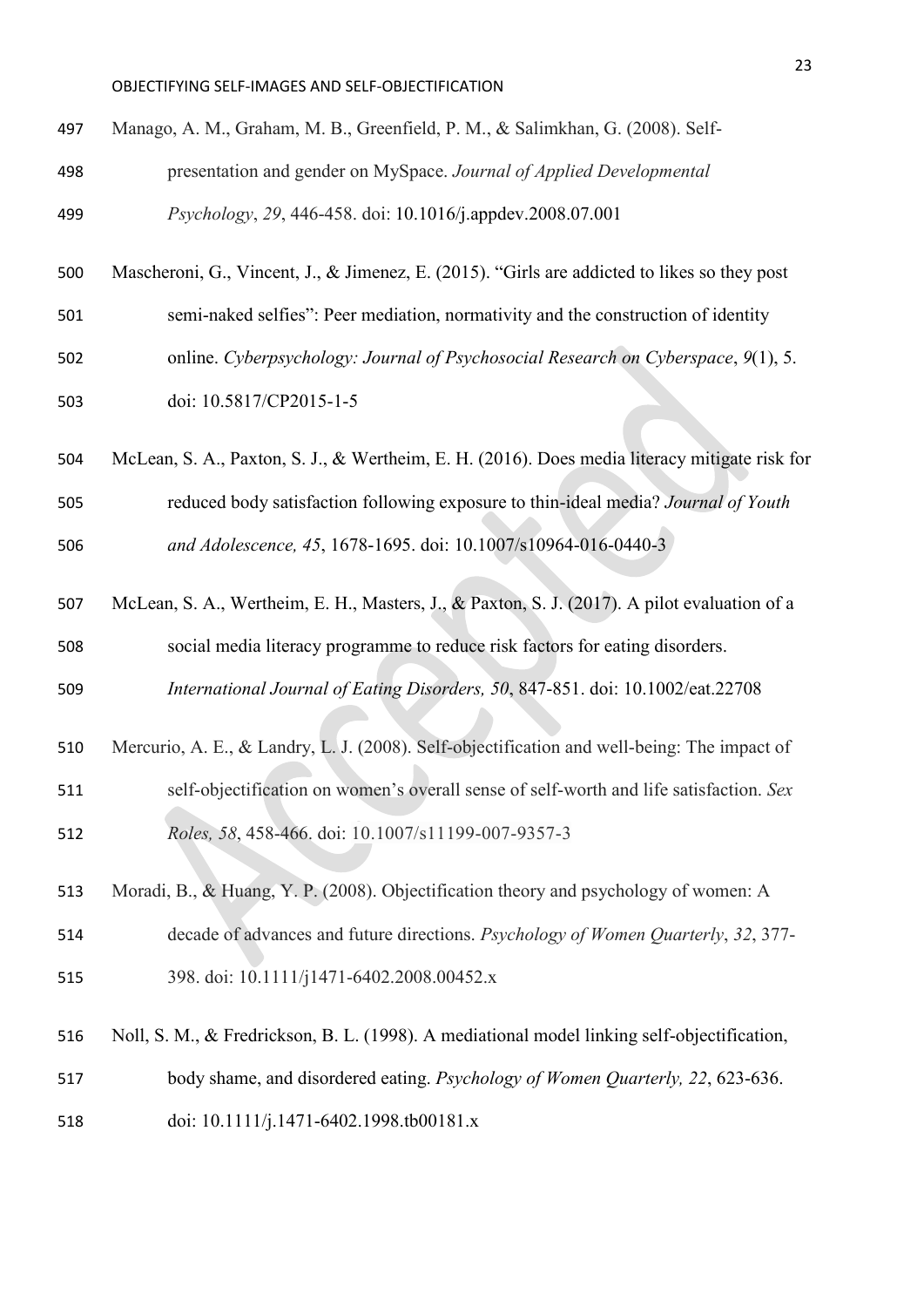Manago, A. M., Graham, M. B., Greenfield, P. M., & Salimkhan, G. (2008). Self-presentation and gender on MySpace. *Journal of Applied Developmental Psychology*, *29*, 446-458. doi: 10.1016/j.appdev.2008.07.001

Mascheroni, G., Vincent, J., & Jimenez, E. (2015). "Girls are addicted to likes so they post semi-naked selfies": Peer mediation, normativity and the construction of identity online. *Cyberpsychology: Journal of Psychosocial Research on Cyberspace*, *9*(1), 5. doi: 10.5817/CP2015-1-5

McLean, S. A., Paxton, S. J., & Wertheim, E. H. (2016). Does media literacy mitigate risk for reduced body satisfaction following exposure to thin-ideal media? *Journal of Youth and Adolescence, 45*, 1678-1695. doi: 10.1007/s10964-016-0440-3

McLean, S. A., Wertheim, E. H., Masters, J., & Paxton, S. J. (2017). A pilot evaluation of a social media literacy programme to reduce risk factors for eating disorders. *International Journal of Eating Disorders, 50*, 847-851. doi: 10.1002/eat.22708

Mercurio, A. E., & Landry, L. J. (2008). Self-objectification and well-being: The impact of self-objectification on women's overall sense of self-worth and life satisfaction. *Sex Roles, 58*, 458-466. doi: 10.1007/s11199-007-9357-3

Moradi, B., & Huang, Y. P. (2008). Objectification theory and psychology of women: A decade of advances and future directions. *Psychology of Women Quarterly*, *32*, 377-398. doi: 10.1111/j1471-6402.2008.00452.x

Noll, S. M., & Fredrickson, B. L. (1998). A mediational model linking self-objectification, body shame, and disordered eating. *Psychology of Women Quarterly, 22*, 623-636. doi: 10.1111/j.1471-6402.1998.tb00181.x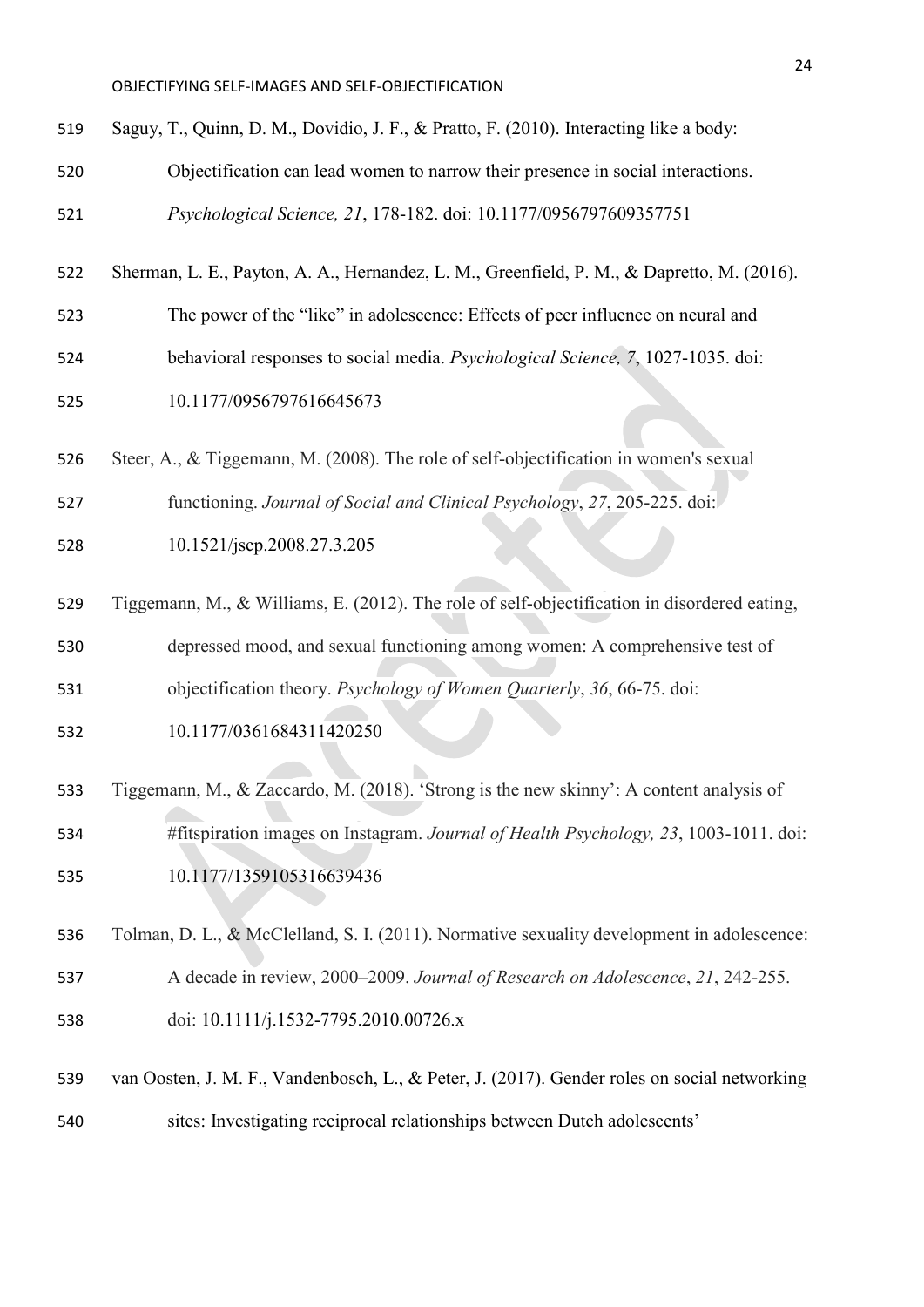Saguy, T., Quinn, D. M., Dovidio, J. F., & Pratto, F. (2010). Interacting like a body: Objectification can lead women to narrow their presence in social interactions. *Psychological Science, 21*, 178-182. doi: 10.1177/0956797609357751

Sherman, L. E., Payton, A. A., Hernandez, L. M., Greenfield, P. M., & Dapretto, M. (2016). The power of the "like" in adolescence: Effects of peer influence on neural and behavioral responses to social media. *Psychological Science, 7*, 1027-1035. doi: 10.1177/0956797616645673

Steer, A., & Tiggemann, M. (2008). The role of self-objectification in women's sexual functioning. *Journal of Social and Clinical Psychology*, *27*, 205-225. doi: 10.1521/jscp.2008.27.3.205

Tiggemann, M., & Williams, E. (2012). The role of self-objectification in disordered eating, depressed mood, and sexual functioning among women: A comprehensive test of objectification theory. *Psychology of Women Quarterly*, *36*, 66-75. doi: 10.1177/0361684311420250

Tiggemann, M., & Zaccardo, M. (2018). 'Strong is the new skinny': A content analysis of #fitspiration images on Instagram. *Journal of Health Psychology, 23*, 1003-1011. doi: 10.1177/1359105316639436

Tolman, D. L., & McClelland, S. I. (2011). Normative sexuality development in adolescence: A decade in review, 2000–2009. *Journal of Research on Adolescence*, *21*, 242-255. doi: 10.1111/j.1532-7795.2010.00726.x

van Oosten, J. M. F., Vandenbosch, L., & Peter, J. (2017). Gender roles on social networking sites: Investigating reciprocal relationships between Dutch adolescents'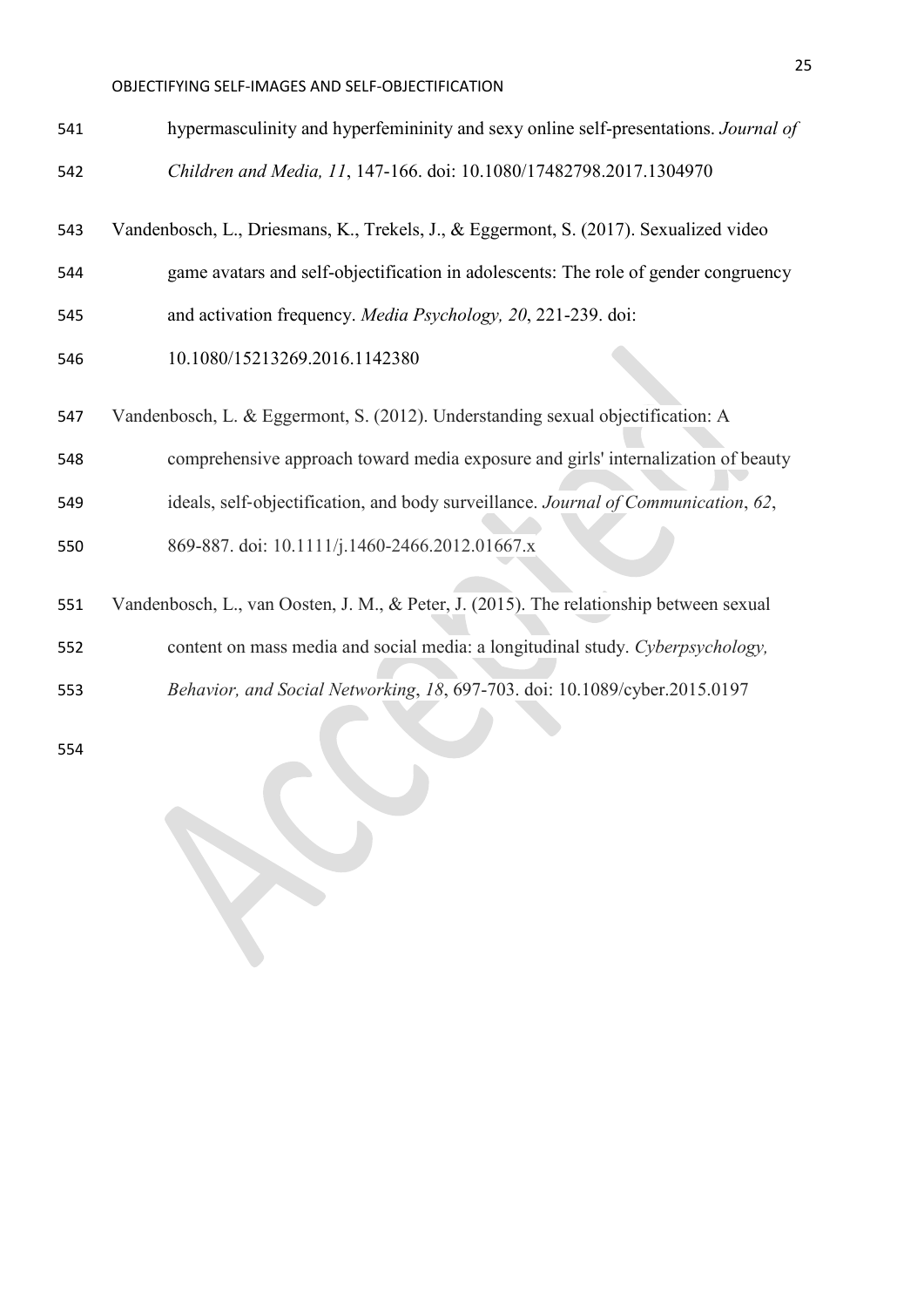hypermasculinity and hyperfemininity and sexy online self-presentations. *Journal of Children and Media, 11*, 147-166. doi: 10.1080/17482798.2017.1304970

Vandenbosch, L., Driesmans, K., Trekels, J., & Eggermont, S. (2017). Sexualized video game avatars and self-objectification in adolescents: The role of gender congruency and activation frequency. *Media Psychology, 20*, 221-239. doi: 10.1080/15213269.2016.1142380

Vandenbosch, L. & Eggermont, S. (2012). Understanding sexual objectification: A comprehensive approach toward media exposure and girls' internalization of beauty ideals, self-objectification, and body surveillance. *Journal of Communication*, *62*, 869-887. doi: 10.1111/j.1460-2466.2012.01667.x

Vandenbosch, L., van Oosten, J. M., & Peter, J. (2015). The relationship between sexual content on mass media and social media: a longitudinal study. *Cyberpsychology, Behavior, and Social Networking*, *18*, 697-703. doi: 10.1089/cyber.2015.0197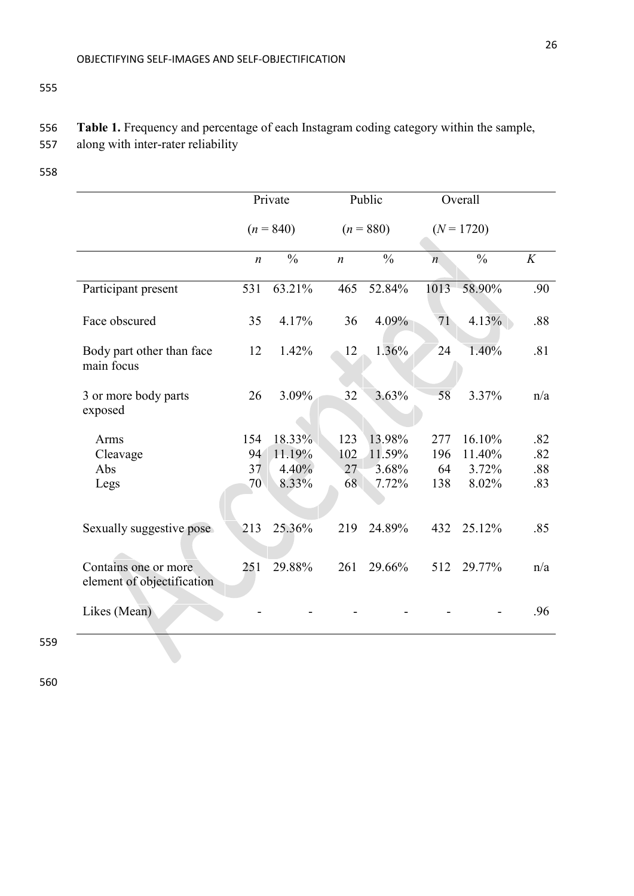**Table 1.** Frequency and percentage of each Instagram coding category within the sample, along with inter-rater reliability

| | Private | | Public | | Overall | | |
|---|---|---|---|---|---|---|---|
| | ($n$ = 840) | | ($n$ = 880) | | ($N$ = 1720) | | |
| | $n$ | % | $n$ | % | $n$ | % | $K$ |
| Participant present | 531 | 63.21% | 465 | 52.84% | 1013 | 58.90% | .90 |
| Face obscured | 35 | 4.17% | 36 | 4.09% | 71 | 4.13% | .88 |
| Body part other than face main focus | 12 | 1.42% | 12 | 1.36% | 24 | 1.40% | .81 |
| 3 or more body parts exposed | 26 | 3.09% | 32 | 3.63% | 58 | 3.37% | n/a |
| Arms | 154 | 18.33% | 123 | 13.98% | 277 | 16.10% | .82 |
| Cleavage | 94 | 11.19% | 102 | 11.59% | 196 | 11.40% | .82 |
| Abs | 37 | 4.40% | 27 | 3.68% | 64 | 3.72% | .88 |
| Legs | 70 | 8.33% | 68 | 7.72% | 138 | 8.02% | .83 |
| Sexually suggestive pose | 213 | 25.36% | 219 | 24.89% | 432 | 25.12% | .85 |
| Contains one or more element of objectification | 251 | 29.88% | 261 | 29.66% | 512 | 29.77% | n/a |
| Likes (Mean) | - | - | - | - | - | - | .96 |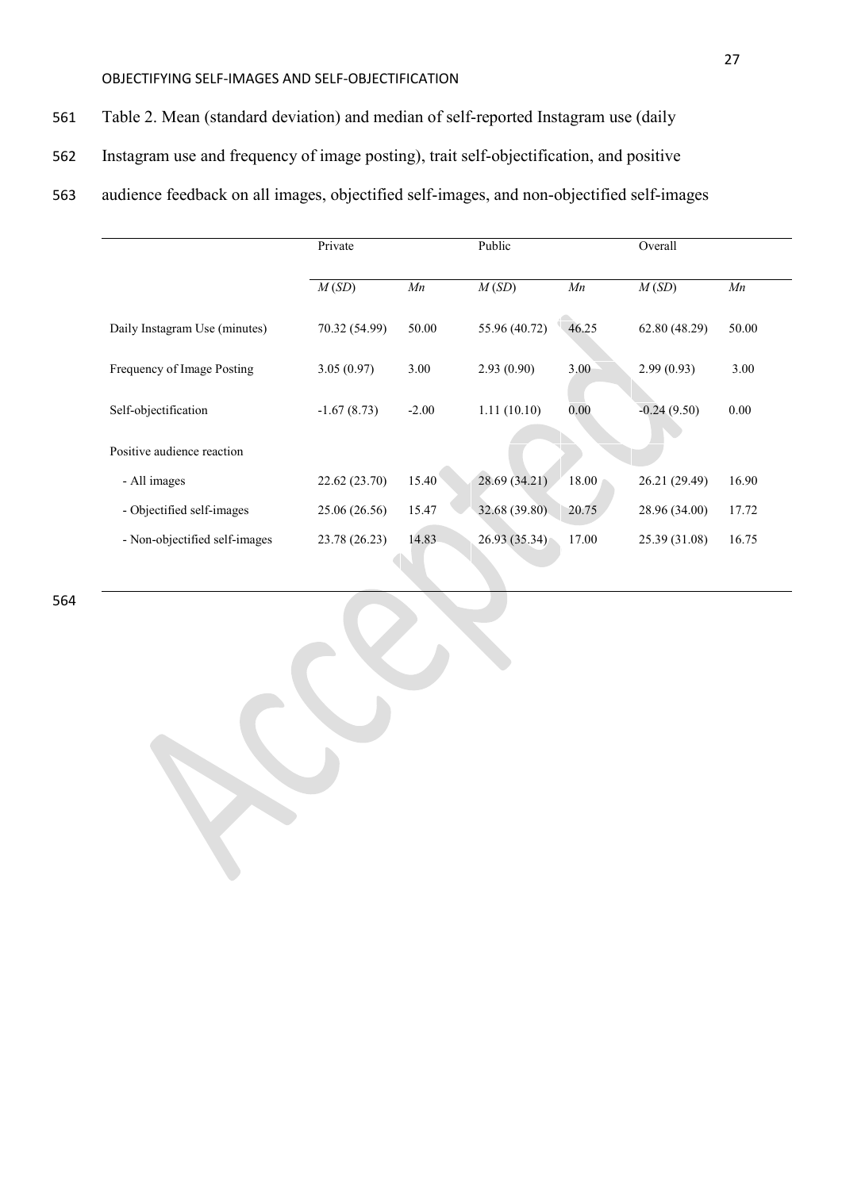Table 2. Mean (standard deviation) and median of self-reported Instagram use (daily Instagram use and frequency of image posting), trait self-objectification, and positive audience feedback on all images, objectified self-images, and non-objectified self-images

| | Private | | Public | | Overall | |
|---|---|---|---|---|---|---|
| | *M* (*SD*) | *Mn* | *M* (*SD*) | *Mn* | *M* (*SD*) | *Mn* |
| Daily Instagram Use (minutes) | 70.32 (54.99) | 50.00 | 55.96 (40.72) | 46.25 | 62.80 (48.29) | 50.00 |
| Frequency of Image Posting | 3.05 (0.97) | 3.00 | 2.93 (0.90) | 3.00 | 2.99 (0.93) | 3.00 |
| Self-objectification | -1.67 (8.73) | -2.00 | 1.11 (10.10) | 0.00 | -0.24 (9.50) | 0.00 |
| Positive audience reaction | | | | | | |
| - All images | 22.62 (23.70) | 15.40 | 28.69 (34.21) | 18.00 | 26.21 (29.49) | 16.90 |
| - Objectified self-images | 25.06 (26.56) | 15.47 | 32.68 (39.80) | 20.75 | 28.96 (34.00) | 17.72 |
| - Non-objectified self-images | 23.78 (26.23) | 14.83 | 26.93 (35.34) | 17.00 | 25.39 (31.08) | 16.75 |